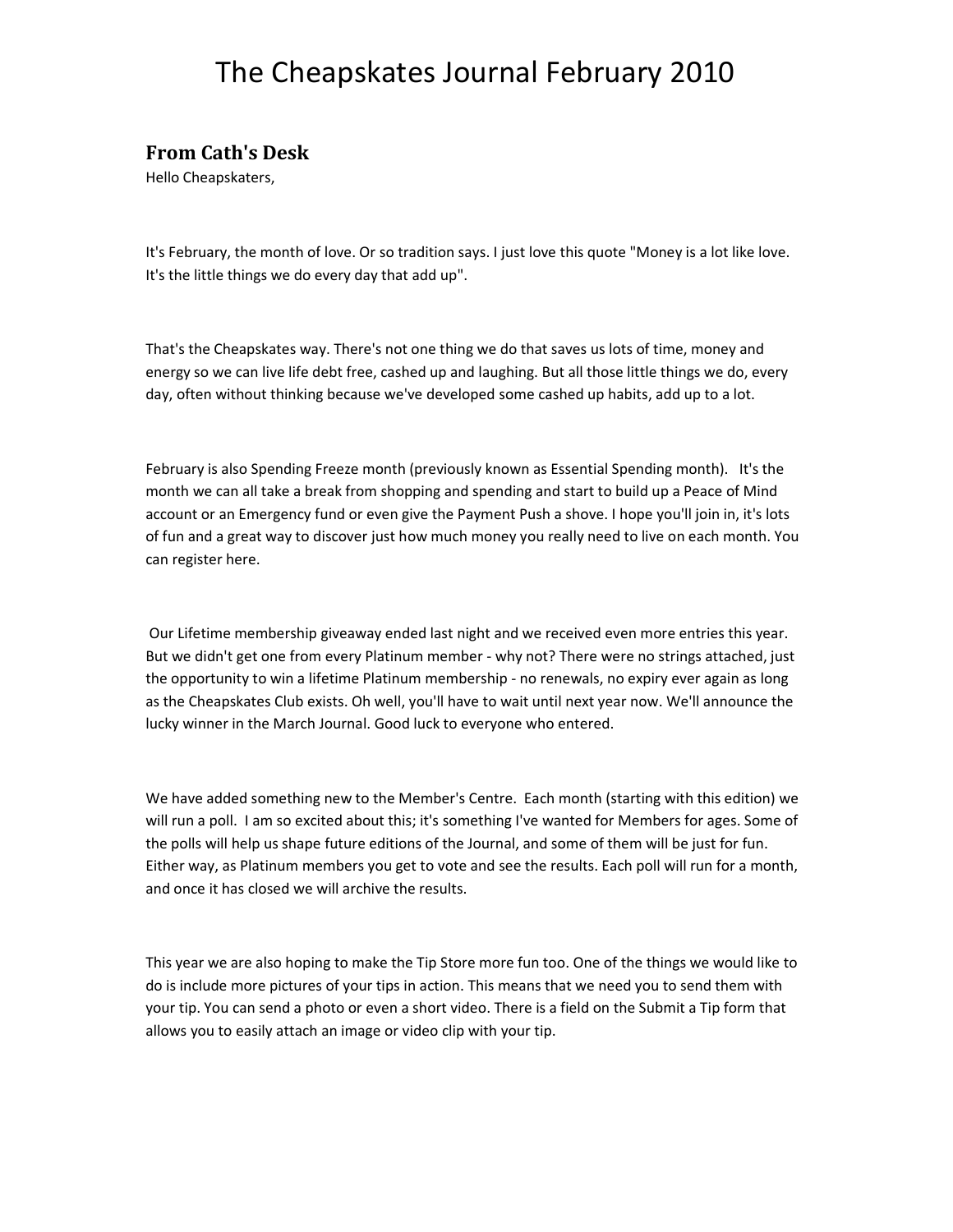# The Cheapskates Journal February 2010

## From Cath's Desk

Hello Cheapskaters,

It's February, the month of love. Or so tradition says. I just love this quote "Money is a lot like love. It's the little things we do every day that add up".

That's the Cheapskates way. There's not one thing we do that saves us lots of time, money and energy so we can live life debt free, cashed up and laughing. But all those little things we do, every day, often without thinking because we've developed some cashed up habits, add up to a lot.

February is also Spending Freeze month (previously known as Essential Spending month). It's the month we can all take a break from shopping and spending and start to build up a Peace of Mind account or an Emergency fund or even give the Payment Push a shove. I hope you'll join in, it's lots of fun and a great way to discover just how much money you really need to live on each month. You can register here.

Our Lifetime membership giveaway ended last night and we received even more entries this year. But we didn't get one from every Platinum member - why not? There were no strings attached, just the opportunity to win a lifetime Platinum membership - no renewals, no expiry ever again as long as the Cheapskates Club exists. Oh well, you'll have to wait until next year now. We'll announce the lucky winner in the March Journal. Good luck to everyone who entered.

We have added something new to the Member's Centre. Each month (starting with this edition) we will run a poll. I am so excited about this; it's something I've wanted for Members for ages. Some of the polls will help us shape future editions of the Journal, and some of them will be just for fun. Either way, as Platinum members you get to vote and see the results. Each poll will run for a month, and once it has closed we will archive the results.

This year we are also hoping to make the Tip Store more fun too. One of the things we would like to do is include more pictures of your tips in action. This means that we need you to send them with your tip. You can send a photo or even a short video. There is a field on the Submit a Tip form that allows you to easily attach an image or video clip with your tip.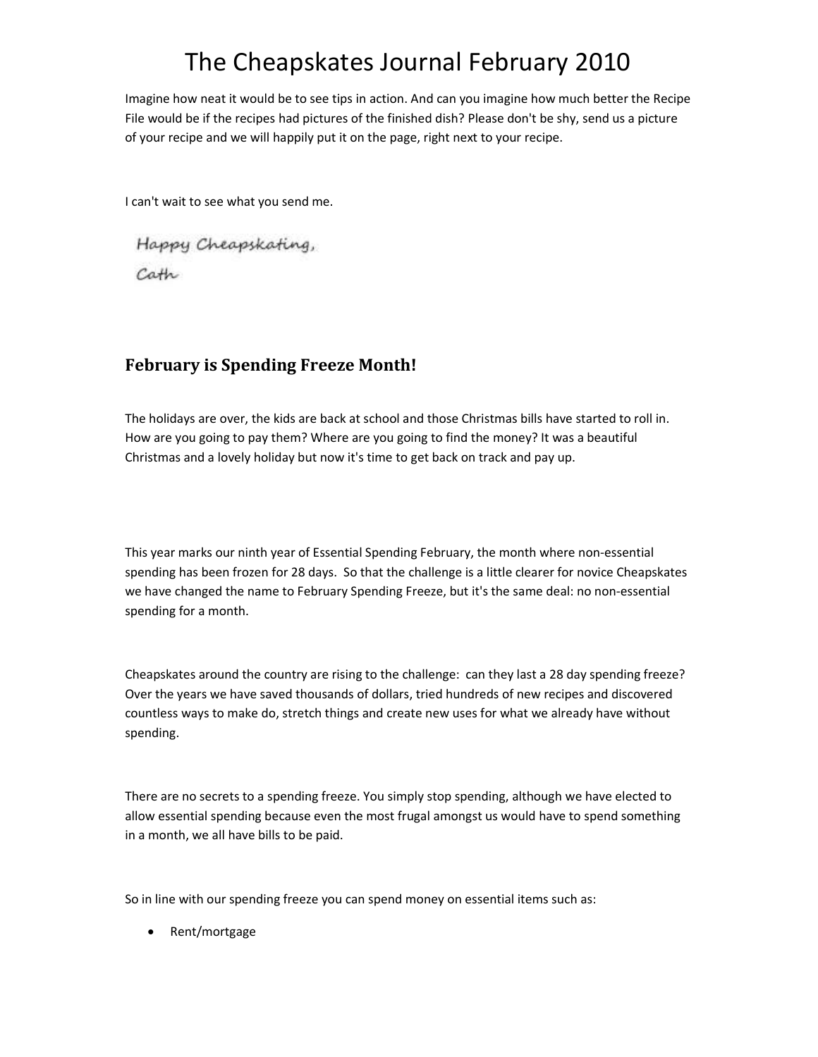Imagine how neat it would be to see tips in action. And can you imagine how much better the Recipe File would be if the recipes had pictures of the finished dish? Please don't be shy, send us a picture of your recipe and we will happily put it on the page, right next to your recipe.

I can't wait to see what you send me.

Happy Cheapskating,

Cath

## February is Spending Freeze Month!

The holidays are over, the kids are back at school and those Christmas bills have started to roll in. How are you going to pay them? Where are you going to find the money? It was a beautiful Christmas and a lovely holiday but now it's time to get back on track and pay up.

This year marks our ninth year of Essential Spending February, the month where non-essential spending has been frozen for 28 days. So that the challenge is a little clearer for novice Cheapskates we have changed the name to February Spending Freeze, but it's the same deal: no non-essential spending for a month.

Cheapskates around the country are rising to the challenge: can they last a 28 day spending freeze? Over the years we have saved thousands of dollars, tried hundreds of new recipes and discovered countless ways to make do, stretch things and create new uses for what we already have without spending.

There are no secrets to a spending freeze. You simply stop spending, although we have elected to allow essential spending because even the most frugal amongst us would have to spend something in a month, we all have bills to be paid.

So in line with our spending freeze you can spend money on essential items such as:

- Rent/mortgage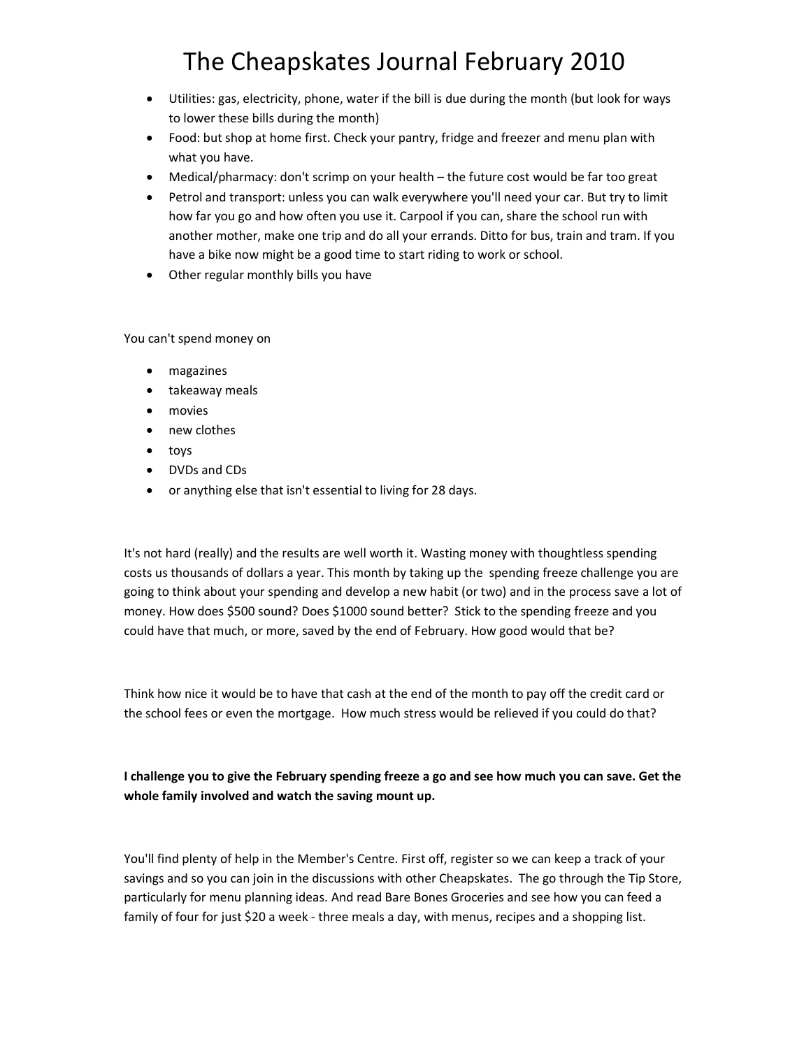- Utilities: gas, electricity, phone, water if the bill is due during the month (but look for ways to lower these bills during the month)
- Food: but shop at home first. Check your pantry, fridge and freezer and menu plan with what you have.
- Medical/pharmacy: don't scrimp on your health – the future cost would be far too great
- Petrol and transport: unless you can walk everywhere you'll need your car. But try to limit how far you go and how often you use it. Carpool if you can, share the school run with another mother, make one trip and do all your errands. Ditto for bus, train and tram. If you have a bike now might be a good time to start riding to work or school.
- Other regular monthly bills you have

You can't spend money on

- magazines
- takeaway meals
- movies
- new clothes
- toys
- DVDs and CDs
- or anything else that isn't essential to living for 28 days.

It's not hard (really) and the results are well worth it. Wasting money with thoughtless spending costs us thousands of dollars a year. This month by taking up the spending freeze challenge you are going to think about your spending and develop a new habit (or two) and in the process save a lot of money. How does $500 sound? Does $1000 sound better? Stick to the spending freeze and you could have that much, or more, saved by the end of February. How good would that be?

Think how nice it would be to have that cash at the end of the month to pay off the credit card or the school fees or even the mortgage. How much stress would be relieved if you could do that?

**I challenge you to give the February spending freeze a go and see how much you can save. Get the whole family involved and watch the saving mount up.**

You'll find plenty of help in the Member's Centre. First off, register so we can keep a track of your savings and so you can join in the discussions with other Cheapskates. The go through the Tip Store, particularly for menu planning ideas. And read Bare Bones Groceries and see how you can feed a family of four for just $20 a week - three meals a day, with menus, recipes and a shopping list.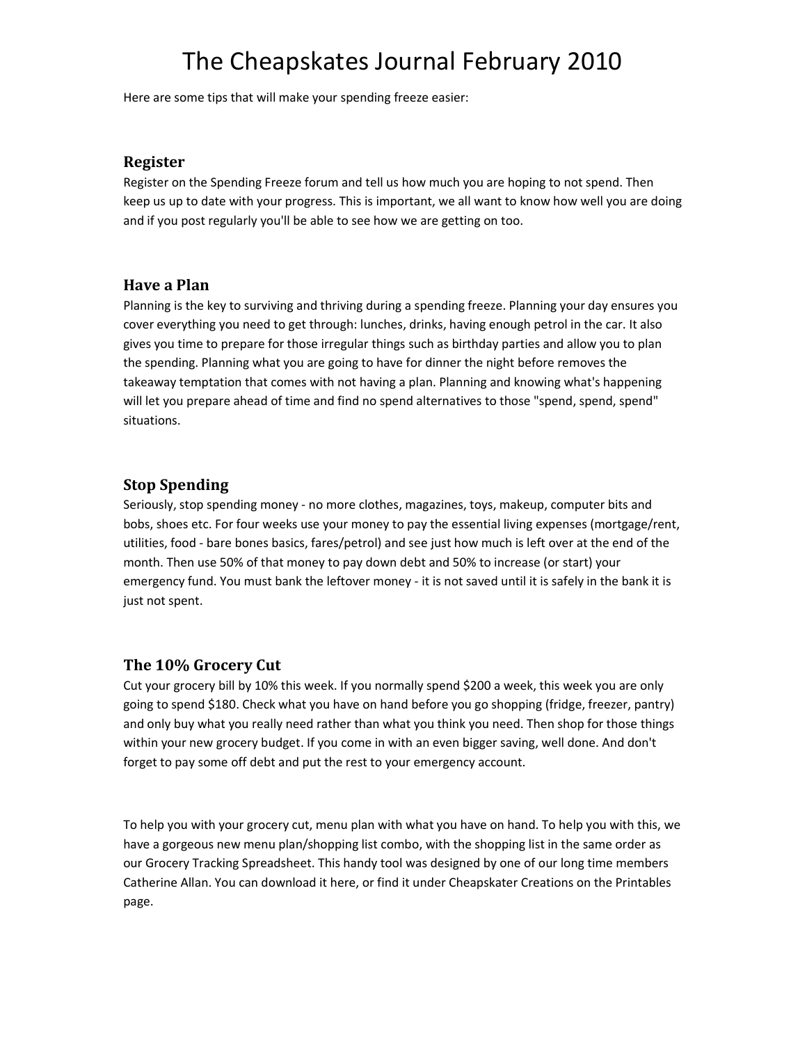# The Cheapskates Journal February 2010

Here are some tips that will make your spending freeze easier:

### Register

Register on the Spending Freeze forum and tell us how much you are hoping to not spend. Then keep us up to date with your progress. This is important, we all want to know how well you are doing and if you post regularly you'll be able to see how we are getting on too.

### Have a Plan

Planning is the key to surviving and thriving during a spending freeze. Planning your day ensures you cover everything you need to get through: lunches, drinks, having enough petrol in the car. It also gives you time to prepare for those irregular things such as birthday parties and allow you to plan the spending. Planning what you are going to have for dinner the night before removes the takeaway temptation that comes with not having a plan. Planning and knowing what's happening will let you prepare ahead of time and find no spend alternatives to those "spend, spend, spend" situations.

### Stop Spending

Seriously, stop spending money - no more clothes, magazines, toys, makeup, computer bits and bobs, shoes etc. For four weeks use your money to pay the essential living expenses (mortgage/rent, utilities, food - bare bones basics, fares/petrol) and see just how much is left over at the end of the month. Then use 50% of that money to pay down debt and 50% to increase (or start) your emergency fund. You must bank the leftover money - it is not saved until it is safely in the bank it is just not spent.

### The 10% Grocery Cut

Cut your grocery bill by 10% this week. If you normally spend $200 a week, this week you are only going to spend $180. Check what you have on hand before you go shopping (fridge, freezer, pantry) and only buy what you really need rather than what you think you need. Then shop for those things within your new grocery budget. If you come in with an even bigger saving, well done. And don't forget to pay some off debt and put the rest to your emergency account.

To help you with your grocery cut, menu plan with what you have on hand. To help you with this, we have a gorgeous new menu plan/shopping list combo, with the shopping list in the same order as our Grocery Tracking Spreadsheet. This handy tool was designed by one of our long time members Catherine Allan. You can download it here, or find it under Cheapskater Creations on the Printables page.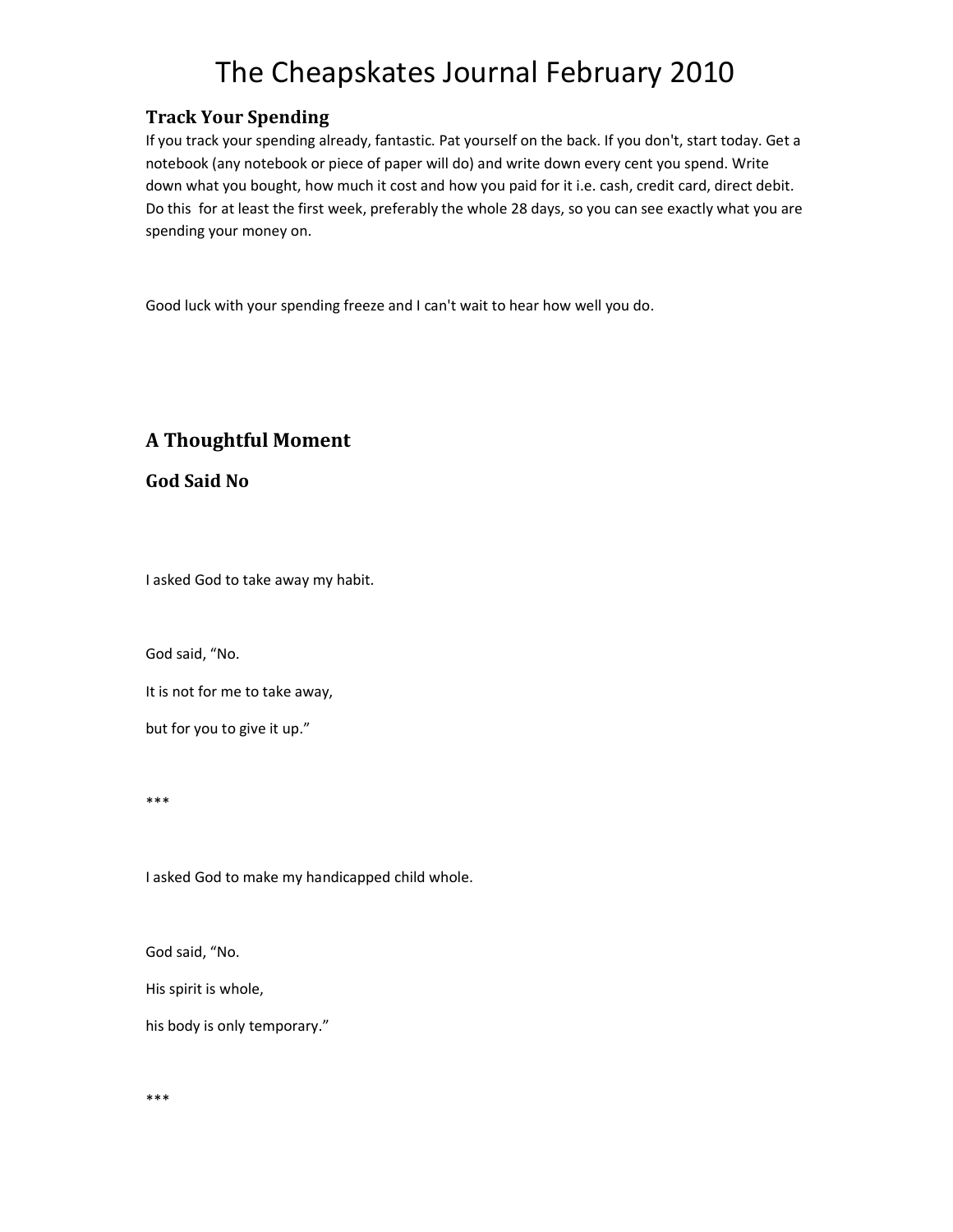### Track Your Spending

If you track your spending already, fantastic. Pat yourself on the back. If you don't, start today. Get a notebook (any notebook or piece of paper will do) and write down every cent you spend. Write down what you bought, how much it cost and how you paid for it i.e. cash, credit card, direct debit. Do this for at least the first week, preferably the whole 28 days, so you can see exactly what you are spending your money on.

Good luck with your spending freeze and I can't wait to hear how well you do.

## A Thoughtful Moment

### God Said No

I asked God to take away my habit.

God said, "No.

It is not for me to take away,

but for you to give it up."

***

I asked God to make my handicapped child whole.

God said, "No.

His spirit is whole,

his body is only temporary."

***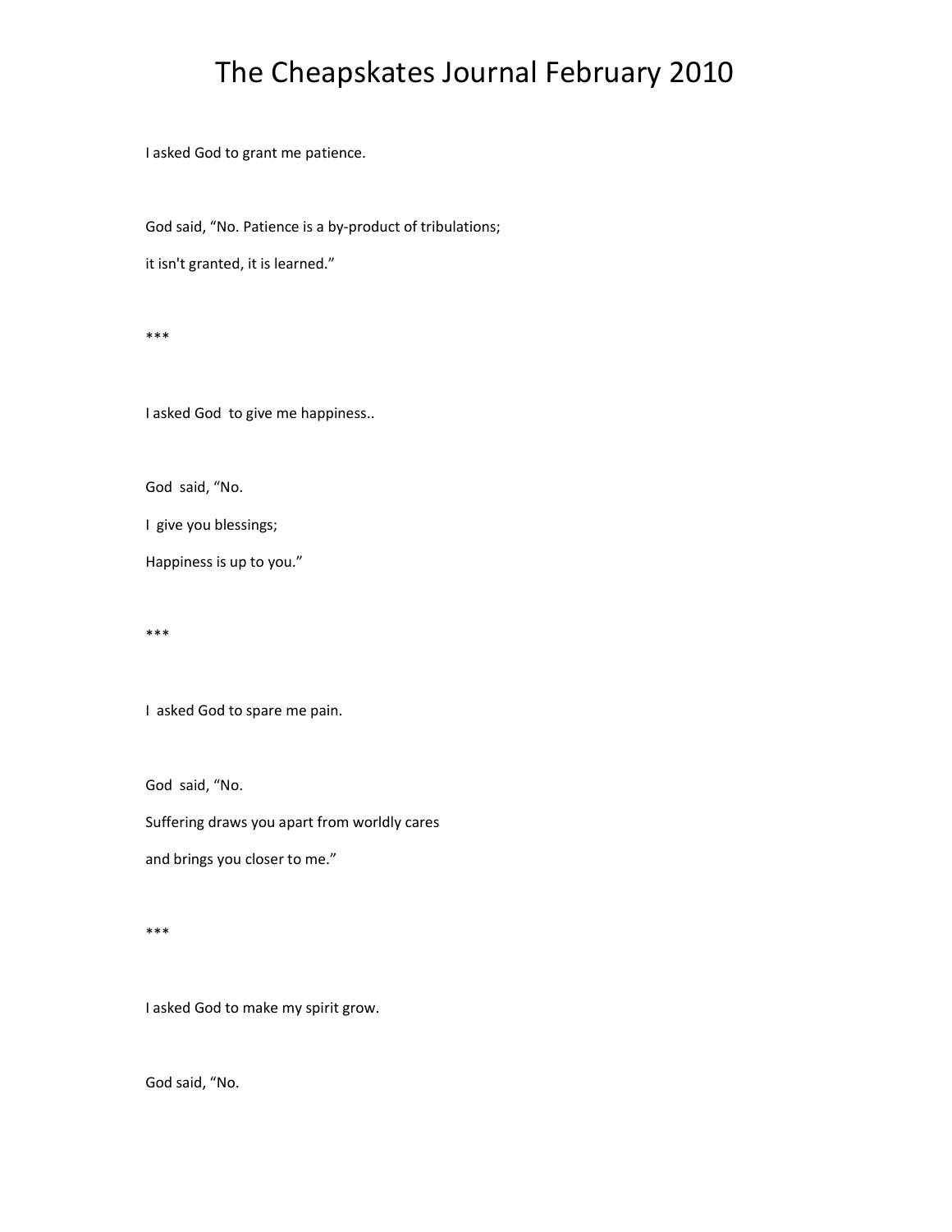# The Cheapskates Journal February 2010

I asked God to grant me patience.

God said, “No. Patience is a by-product of tribulations;

it isn't granted, it is learned.”

***

I asked God  to give me happiness..

God  said, “No.

I  give you blessings;

Happiness is up to you.”

***

I  asked God to spare me pain.

God  said, “No.

Suffering draws you apart from worldly cares

and brings you closer to me.”

***

I asked God to make my spirit grow.

God said, “No.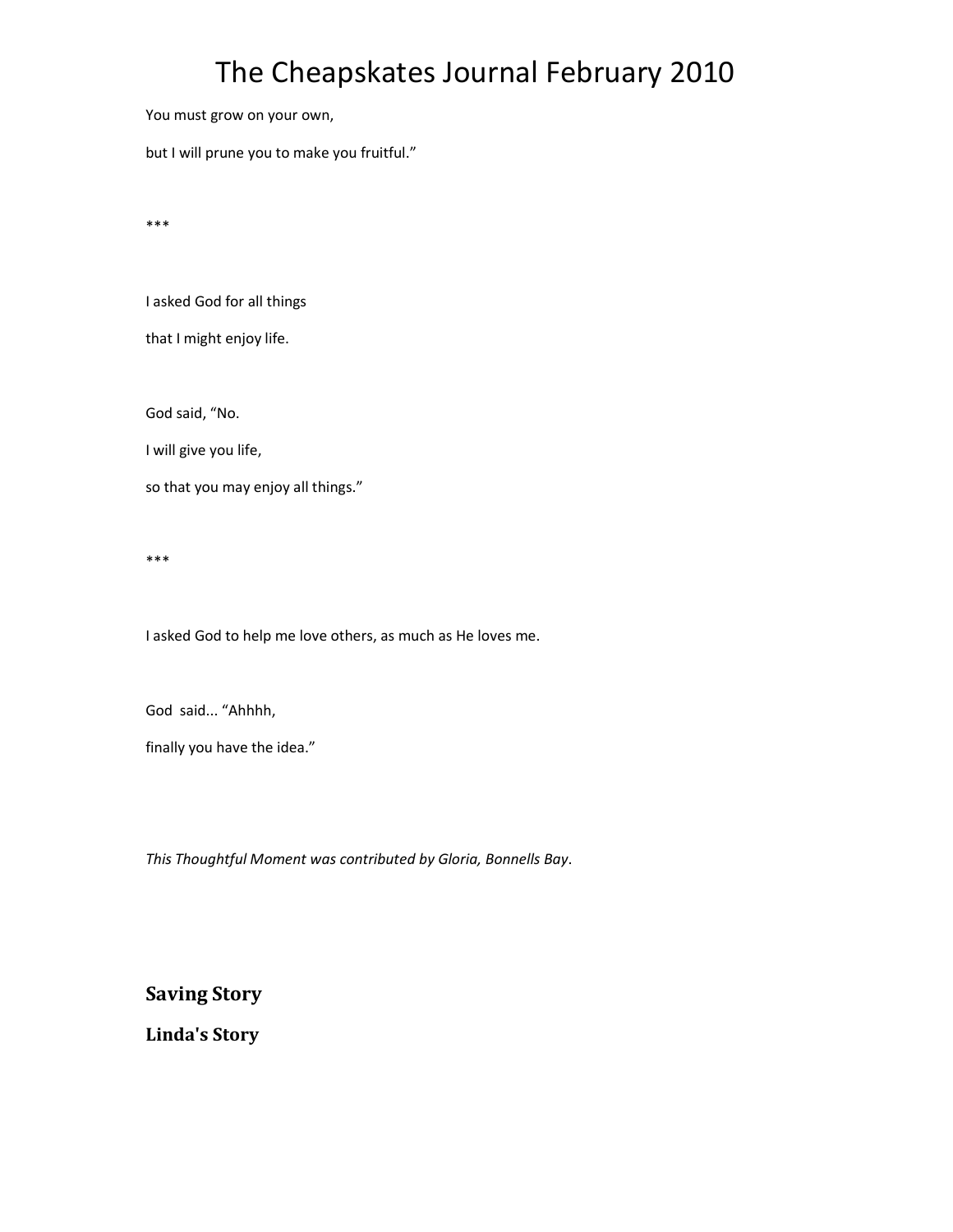You must grow on your own,

but I will prune you to make you fruitful."

***

I asked God for all things

that I might enjoy life.

God said, "No.

I will give you life,

so that you may enjoy all things."

***

I asked God to help me love others, as much as He loves me.

God said... "Ahhhh,

finally you have the idea."

*This Thoughtful Moment was contributed by Gloria, Bonnells Bay*.

## Saving Story

### Linda's Story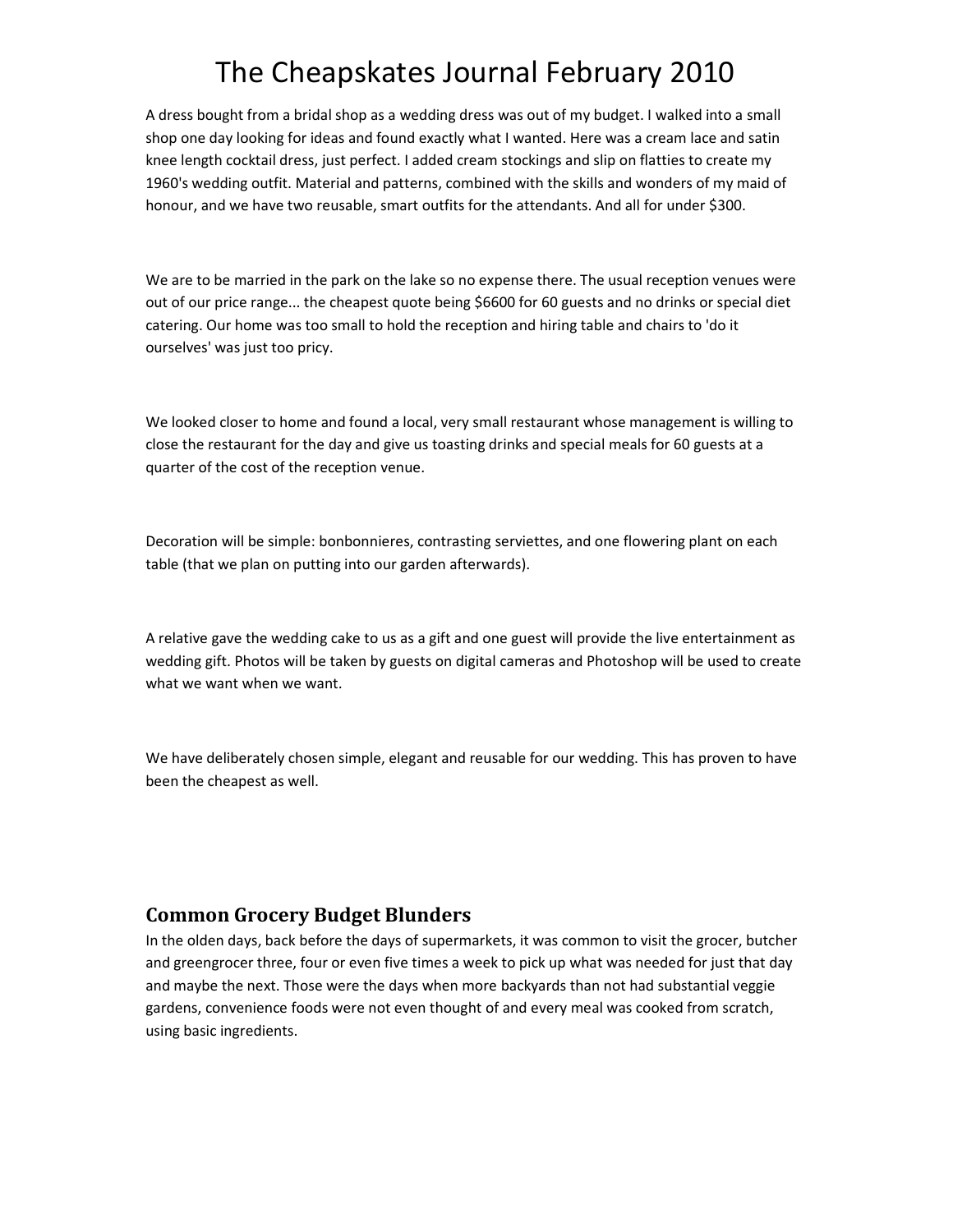A dress bought from a bridal shop as a wedding dress was out of my budget. I walked into a small shop one day looking for ideas and found exactly what I wanted. Here was a cream lace and satin knee length cocktail dress, just perfect. I added cream stockings and slip on flatties to create my 1960's wedding outfit. Material and patterns, combined with the skills and wonders of my maid of honour, and we have two reusable, smart outfits for the attendants. And all for under $300.

We are to be married in the park on the lake so no expense there. The usual reception venues were out of our price range... the cheapest quote being $6600 for 60 guests and no drinks or special diet catering. Our home was too small to hold the reception and hiring table and chairs to 'do it ourselves' was just too pricy.

We looked closer to home and found a local, very small restaurant whose management is willing to close the restaurant for the day and give us toasting drinks and special meals for 60 guests at a quarter of the cost of the reception venue.

Decoration will be simple: bonbonnieres, contrasting serviettes, and one flowering plant on each table (that we plan on putting into our garden afterwards).

A relative gave the wedding cake to us as a gift and one guest will provide the live entertainment as wedding gift. Photos will be taken by guests on digital cameras and Photoshop will be used to create what we want when we want.

We have deliberately chosen simple, elegant and reusable for our wedding. This has proven to have been the cheapest as well.

## Common Grocery Budget Blunders

In the olden days, back before the days of supermarkets, it was common to visit the grocer, butcher and greengrocer three, four or even five times a week to pick up what was needed for just that day and maybe the next. Those were the days when more backyards than not had substantial veggie gardens, convenience foods were not even thought of and every meal was cooked from scratch, using basic ingredients.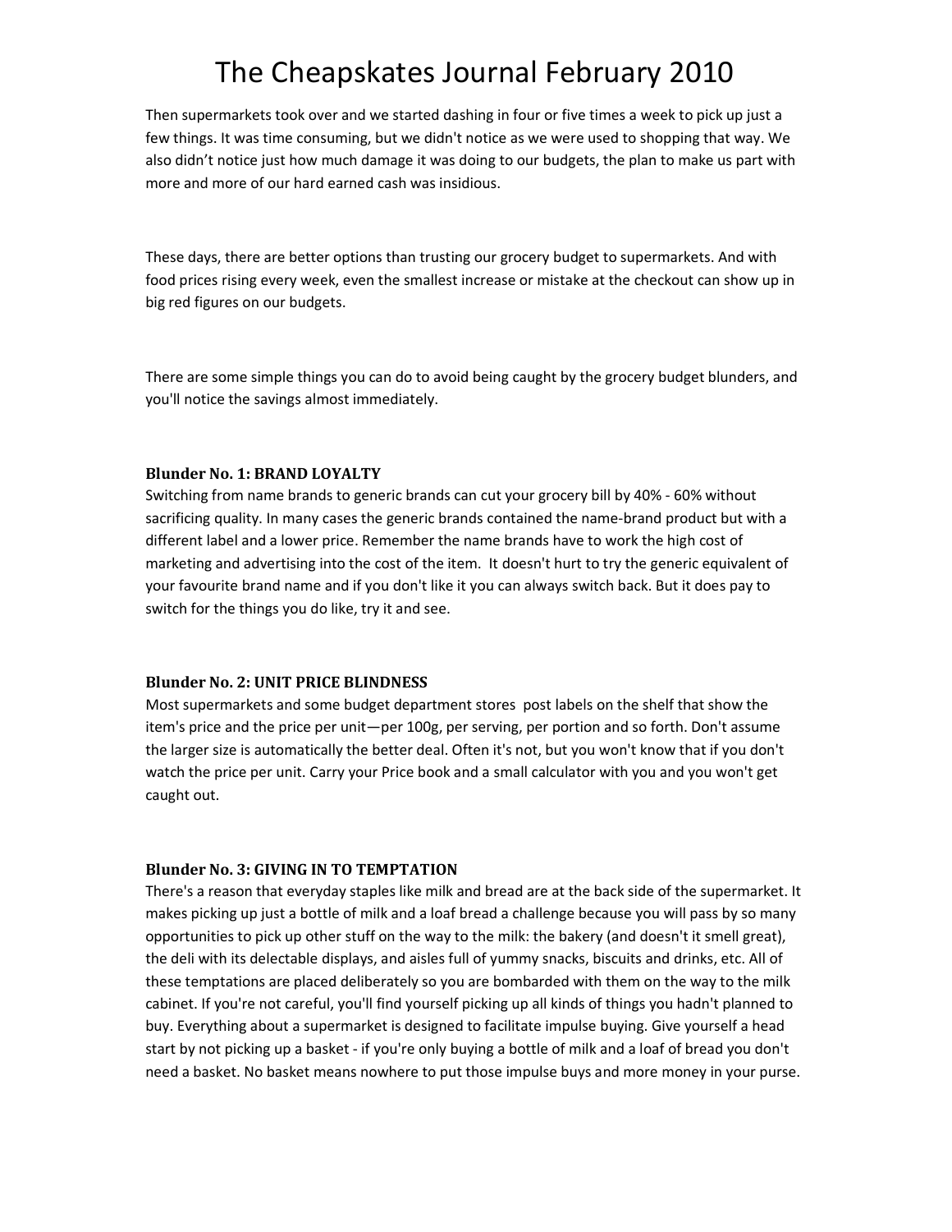Then supermarkets took over and we started dashing in four or five times a week to pick up just a few things. It was time consuming, but we didn't notice as we were used to shopping that way. We also didn't notice just how much damage it was doing to our budgets, the plan to make us part with more and more of our hard earned cash was insidious.

These days, there are better options than trusting our grocery budget to supermarkets. And with food prices rising every week, even the smallest increase or mistake at the checkout can show up in big red figures on our budgets.

There are some simple things you can do to avoid being caught by the grocery budget blunders, and you'll notice the savings almost immediately.

**Blunder No. 1: BRAND LOYALTY**

Switching from name brands to generic brands can cut your grocery bill by 40% - 60% without sacrificing quality. In many cases the generic brands contained the name-brand product but with a different label and a lower price. Remember the name brands have to work the high cost of marketing and advertising into the cost of the item. It doesn't hurt to try the generic equivalent of your favourite brand name and if you don't like it you can always switch back. But it does pay to switch for the things you do like, try it and see.

**Blunder No. 2: UNIT PRICE BLINDNESS**

Most supermarkets and some budget department stores post labels on the shelf that show the item's price and the price per unit—per 100g, per serving, per portion and so forth. Don't assume the larger size is automatically the better deal. Often it's not, but you won't know that if you don't watch the price per unit. Carry your Price book and a small calculator with you and you won't get caught out.

**Blunder No. 3: GIVING IN TO TEMPTATION**

There's a reason that everyday staples like milk and bread are at the back side of the supermarket. It makes picking up just a bottle of milk and a loaf bread a challenge because you will pass by so many opportunities to pick up other stuff on the way to the milk: the bakery (and doesn't it smell great), the deli with its delectable displays, and aisles full of yummy snacks, biscuits and drinks, etc. All of these temptations are placed deliberately so you are bombarded with them on the way to the milk cabinet. If you're not careful, you'll find yourself picking up all kinds of things you hadn't planned to buy. Everything about a supermarket is designed to facilitate impulse buying. Give yourself a head start by not picking up a basket - if you're only buying a bottle of milk and a loaf of bread you don't need a basket. No basket means nowhere to put those impulse buys and more money in your purse.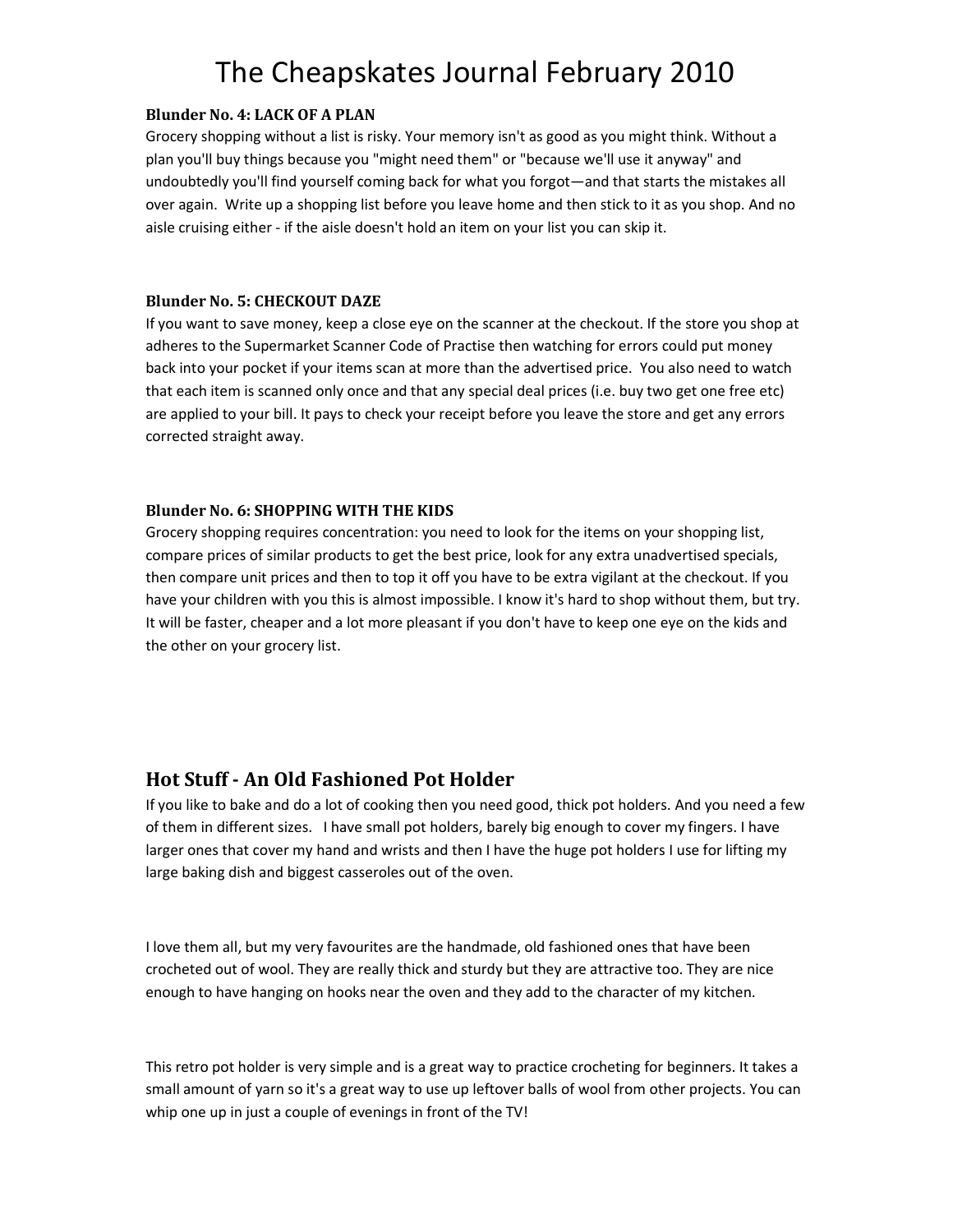**Blunder No. 4: LACK OF A PLAN**
Grocery shopping without a list is risky. Your memory isn't as good as you might think. Without a plan you'll buy things because you "might need them" or "because we'll use it anyway" and undoubtedly you'll find yourself coming back for what you forgot—and that starts the mistakes all over again. Write up a shopping list before you leave home and then stick to it as you shop. And no aisle cruising either - if the aisle doesn't hold an item on your list you can skip it.

**Blunder No. 5: CHECKOUT DAZE**
If you want to save money, keep a close eye on the scanner at the checkout. If the store you shop at adheres to the Supermarket Scanner Code of Practise then watching for errors could put money back into your pocket if your items scan at more than the advertised price. You also need to watch that each item is scanned only once and that any special deal prices (i.e. buy two get one free etc) are applied to your bill. It pays to check your receipt before you leave the store and get any errors corrected straight away.

**Blunder No. 6: SHOPPING WITH THE KIDS**
Grocery shopping requires concentration: you need to look for the items on your shopping list, compare prices of similar products to get the best price, look for any extra unadvertised specials, then compare unit prices and then to top it off you have to be extra vigilant at the checkout. If you have your children with you this is almost impossible. I know it's hard to shop without them, but try. It will be faster, cheaper and a lot more pleasant if you don't have to keep one eye on the kids and the other on your grocery list.

## Hot Stuff - An Old Fashioned Pot Holder

If you like to bake and do a lot of cooking then you need good, thick pot holders. And you need a few of them in different sizes. I have small pot holders, barely big enough to cover my fingers. I have larger ones that cover my hand and wrists and then I have the huge pot holders I use for lifting my large baking dish and biggest casseroles out of the oven.

I love them all, but my very favourites are the handmade, old fashioned ones that have been crocheted out of wool. They are really thick and sturdy but they are attractive too. They are nice enough to have hanging on hooks near the oven and they add to the character of my kitchen.

This retro pot holder is very simple and is a great way to practice crocheting for beginners. It takes a small amount of yarn so it's a great way to use up leftover balls of wool from other projects. You can whip one up in just a couple of evenings in front of the TV!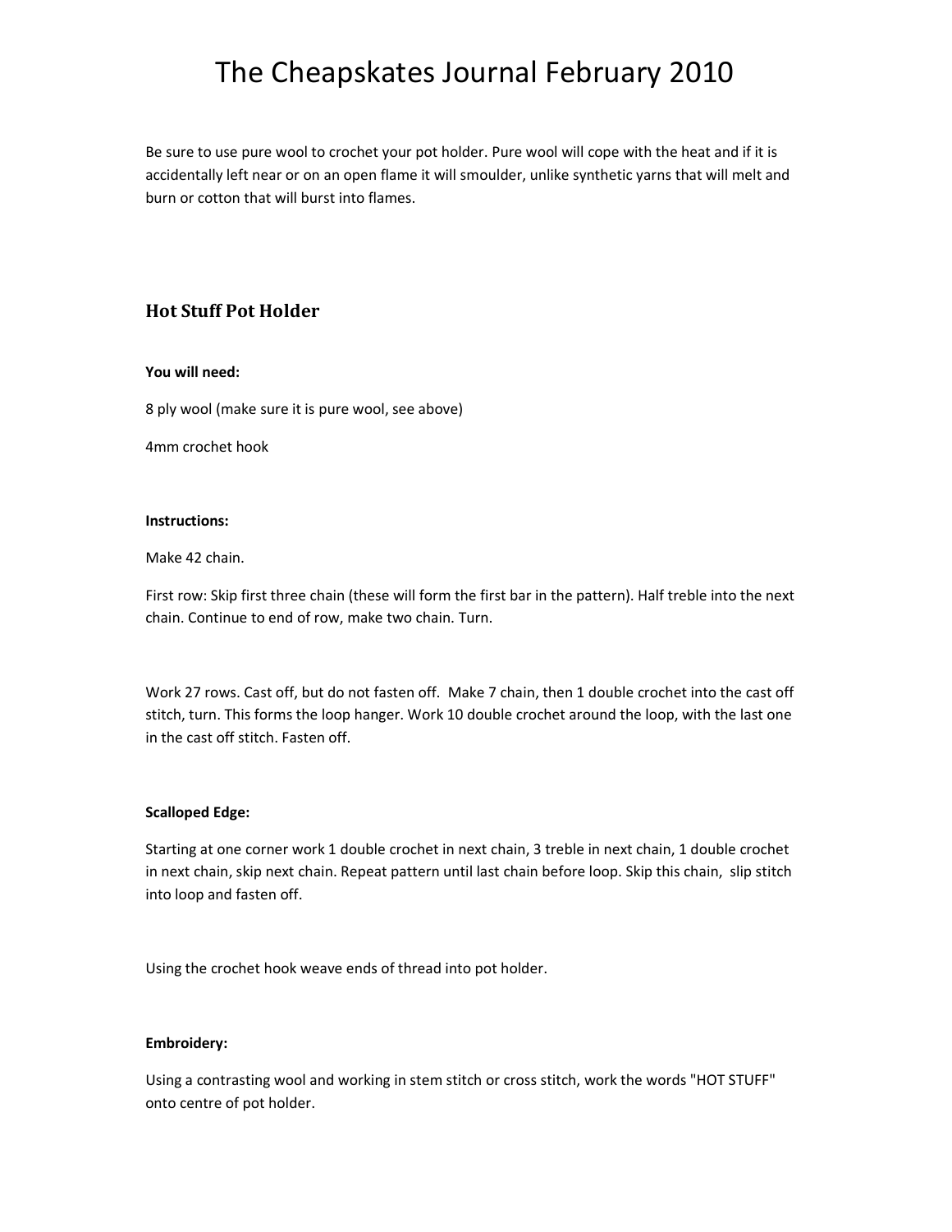Be sure to use pure wool to crochet your pot holder. Pure wool will cope with the heat and if it is accidentally left near or on an open flame it will smoulder, unlike synthetic yarns that will melt and burn or cotton that will burst into flames.

## Hot Stuff Pot Holder

**You will need:**

8 ply wool (make sure it is pure wool, see above)

4mm crochet hook

**Instructions:**

Make 42 chain.

First row: Skip first three chain (these will form the first bar in the pattern). Half treble into the next chain. Continue to end of row, make two chain. Turn.

Work 27 rows. Cast off, but do not fasten off. Make 7 chain, then 1 double crochet into the cast off stitch, turn. This forms the loop hanger. Work 10 double crochet around the loop, with the last one in the cast off stitch. Fasten off.

**Scalloped Edge:**

Starting at one corner work 1 double crochet in next chain, 3 treble in next chain, 1 double crochet in next chain, skip next chain. Repeat pattern until last chain before loop. Skip this chain, slip stitch into loop and fasten off.

Using the crochet hook weave ends of thread into pot holder.

**Embroidery:**

Using a contrasting wool and working in stem stitch or cross stitch, work the words "HOT STUFF" onto centre of pot holder.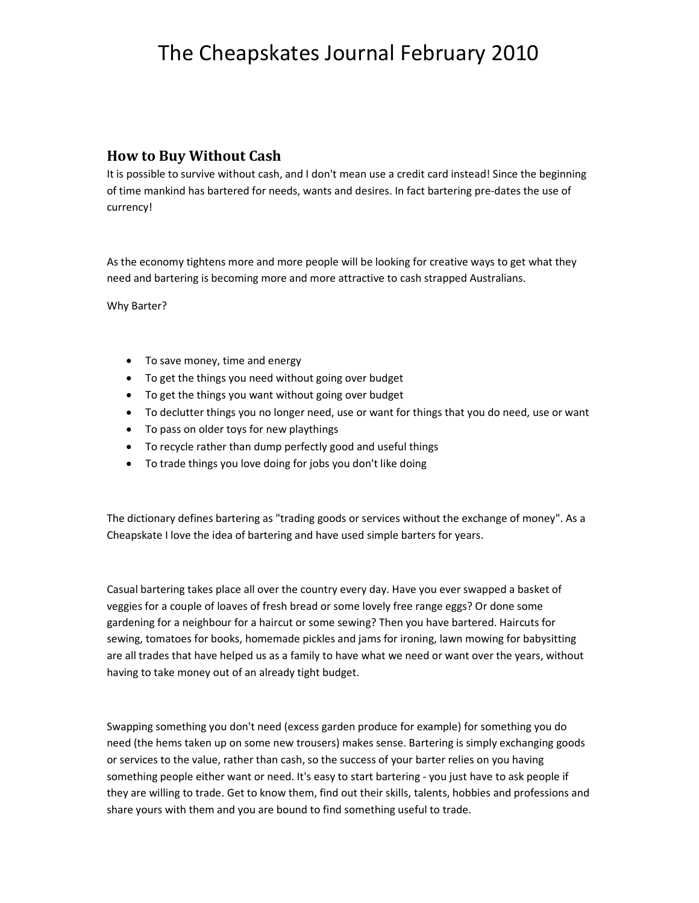## How to Buy Without Cash

It is possible to survive without cash, and I don't mean use a credit card instead! Since the beginning of time mankind has bartered for needs, wants and desires. In fact bartering pre-dates the use of currency!

As the economy tightens more and more people will be looking for creative ways to get what they need and bartering is becoming more and more attractive to cash strapped Australians.

Why Barter?

- To save money, time and energy
- To get the things you need without going over budget
- To get the things you want without going over budget
- To declutter things you no longer need, use or want for things that you do need, use or want
- To pass on older toys for new playthings
- To recycle rather than dump perfectly good and useful things
- To trade things you love doing for jobs you don't like doing

The dictionary defines bartering as "trading goods or services without the exchange of money". As a Cheapskate I love the idea of bartering and have used simple barters for years.

Casual bartering takes place all over the country every day. Have you ever swapped a basket of veggies for a couple of loaves of fresh bread or some lovely free range eggs? Or done some gardening for a neighbour for a haircut or some sewing? Then you have bartered. Haircuts for sewing, tomatoes for books, homemade pickles and jams for ironing, lawn mowing for babysitting are all trades that have helped us as a family to have what we need or want over the years, without having to take money out of an already tight budget.

Swapping something you don't need (excess garden produce for example) for something you do need (the hems taken up on some new trousers) makes sense. Bartering is simply exchanging goods or services to the value, rather than cash, so the success of your barter relies on you having something people either want or need. It's easy to start bartering - you just have to ask people if they are willing to trade. Get to know them, find out their skills, talents, hobbies and professions and share yours with them and you are bound to find something useful to trade.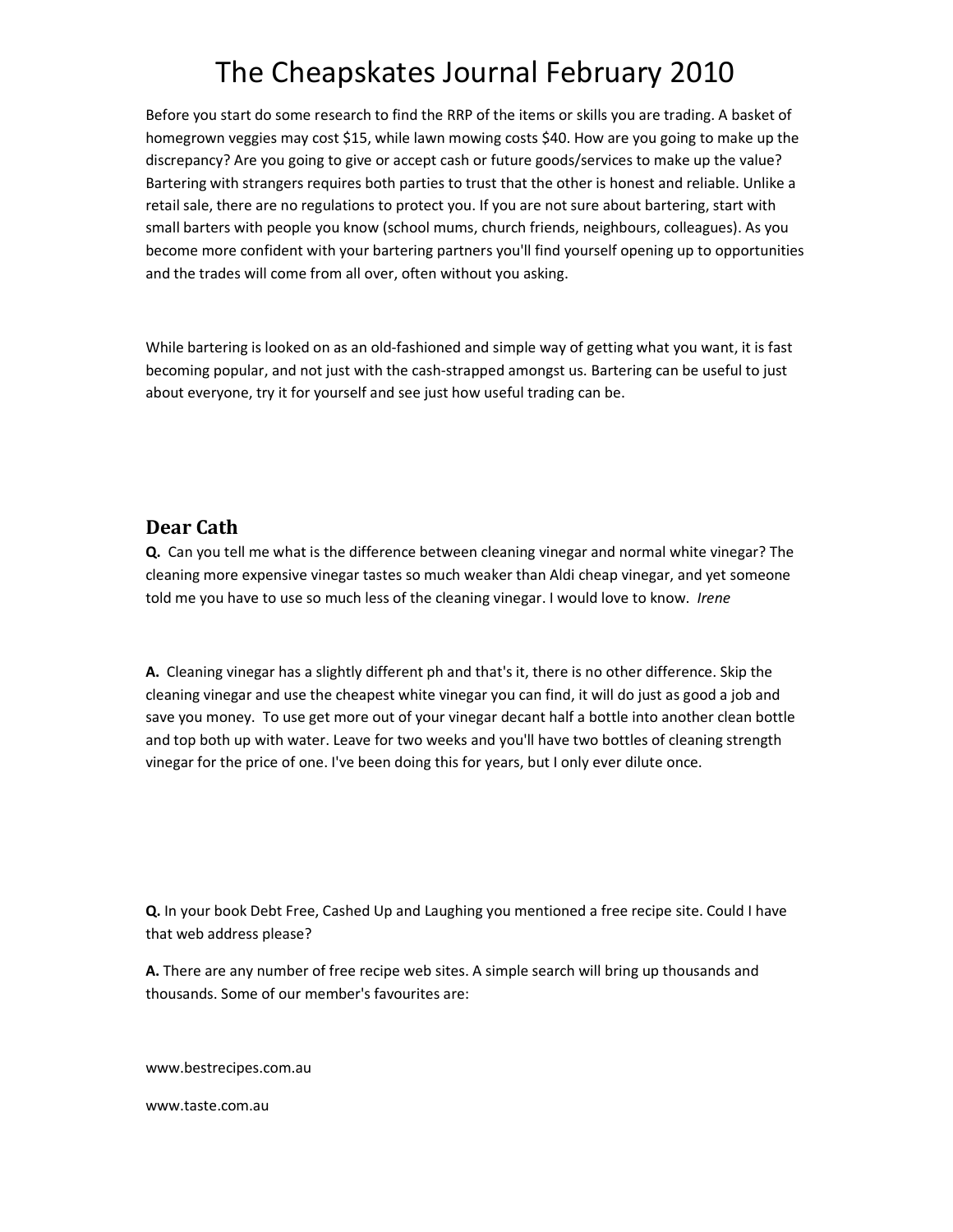Before you start do some research to find the RRP of the items or skills you are trading. A basket of homegrown veggies may cost $15, while lawn mowing costs $40. How are you going to make up the discrepancy? Are you going to give or accept cash or future goods/services to make up the value? Bartering with strangers requires both parties to trust that the other is honest and reliable. Unlike a retail sale, there are no regulations to protect you. If you are not sure about bartering, start with small barters with people you know (school mums, church friends, neighbours, colleagues). As you become more confident with your bartering partners you'll find yourself opening up to opportunities and the trades will come from all over, often without you asking.

While bartering is looked on as an old-fashioned and simple way of getting what you want, it is fast becoming popular, and not just with the cash-strapped amongst us. Bartering can be useful to just about everyone, try it for yourself and see just how useful trading can be.

## Dear Cath

**Q.** Can you tell me what is the difference between cleaning vinegar and normal white vinegar? The cleaning more expensive vinegar tastes so much weaker than Aldi cheap vinegar, and yet someone told me you have to use so much less of the cleaning vinegar. I would love to know. *Irene*

**A.** Cleaning vinegar has a slightly different ph and that's it, there is no other difference. Skip the cleaning vinegar and use the cheapest white vinegar you can find, it will do just as good a job and save you money. To use get more out of your vinegar decant half a bottle into another clean bottle and top both up with water. Leave for two weeks and you'll have two bottles of cleaning strength vinegar for the price of one. I've been doing this for years, but I only ever dilute once.

**Q.** In your book Debt Free, Cashed Up and Laughing you mentioned a free recipe site. Could I have that web address please?

**A.** There are any number of free recipe web sites. A simple search will bring up thousands and thousands. Some of our member's favourites are:

www.bestrecipes.com.au

www.taste.com.au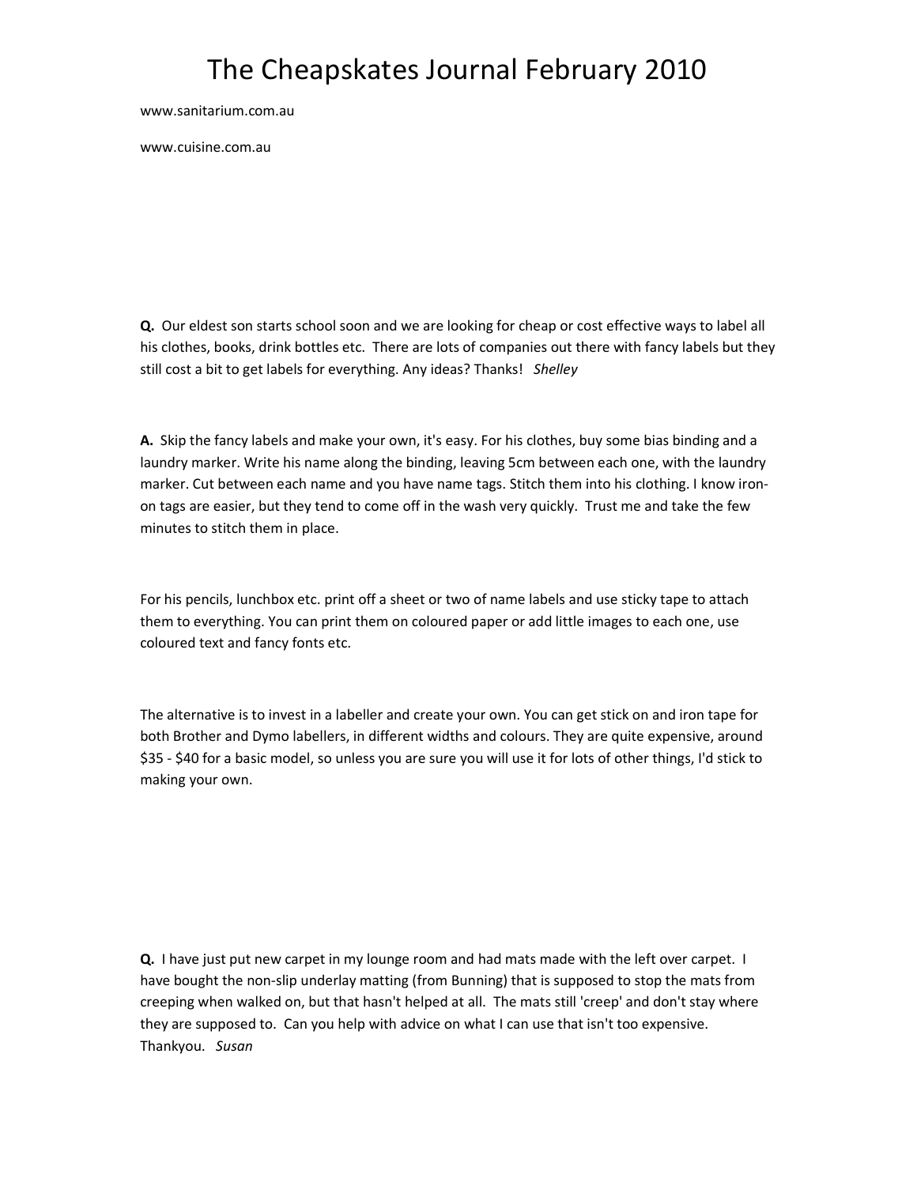www.sanitarium.com.au

www.cuisine.com.au

**Q.** Our eldest son starts school soon and we are looking for cheap or cost effective ways to label all his clothes, books, drink bottles etc. There are lots of companies out there with fancy labels but they still cost a bit to get labels for everything. Any ideas? Thanks! *Shelley*

**A.** Skip the fancy labels and make your own, it's easy. For his clothes, buy some bias binding and a laundry marker. Write his name along the binding, leaving 5cm between each one, with the laundry marker. Cut between each name and you have name tags. Stitch them into his clothing. I know iron-on tags are easier, but they tend to come off in the wash very quickly. Trust me and take the few minutes to stitch them in place.

For his pencils, lunchbox etc. print off a sheet or two of name labels and use sticky tape to attach them to everything. You can print them on coloured paper or add little images to each one, use coloured text and fancy fonts etc.

The alternative is to invest in a labeller and create your own. You can get stick on and iron tape for both Brother and Dymo labellers, in different widths and colours. They are quite expensive, around $35 - $40 for a basic model, so unless you are sure you will use it for lots of other things, I'd stick to making your own.

**Q.** I have just put new carpet in my lounge room and had mats made with the left over carpet. I have bought the non-slip underlay matting (from Bunning) that is supposed to stop the mats from creeping when walked on, but that hasn't helped at all. The mats still 'creep' and don't stay where they are supposed to. Can you help with advice on what I can use that isn't too expensive. Thankyou. *Susan*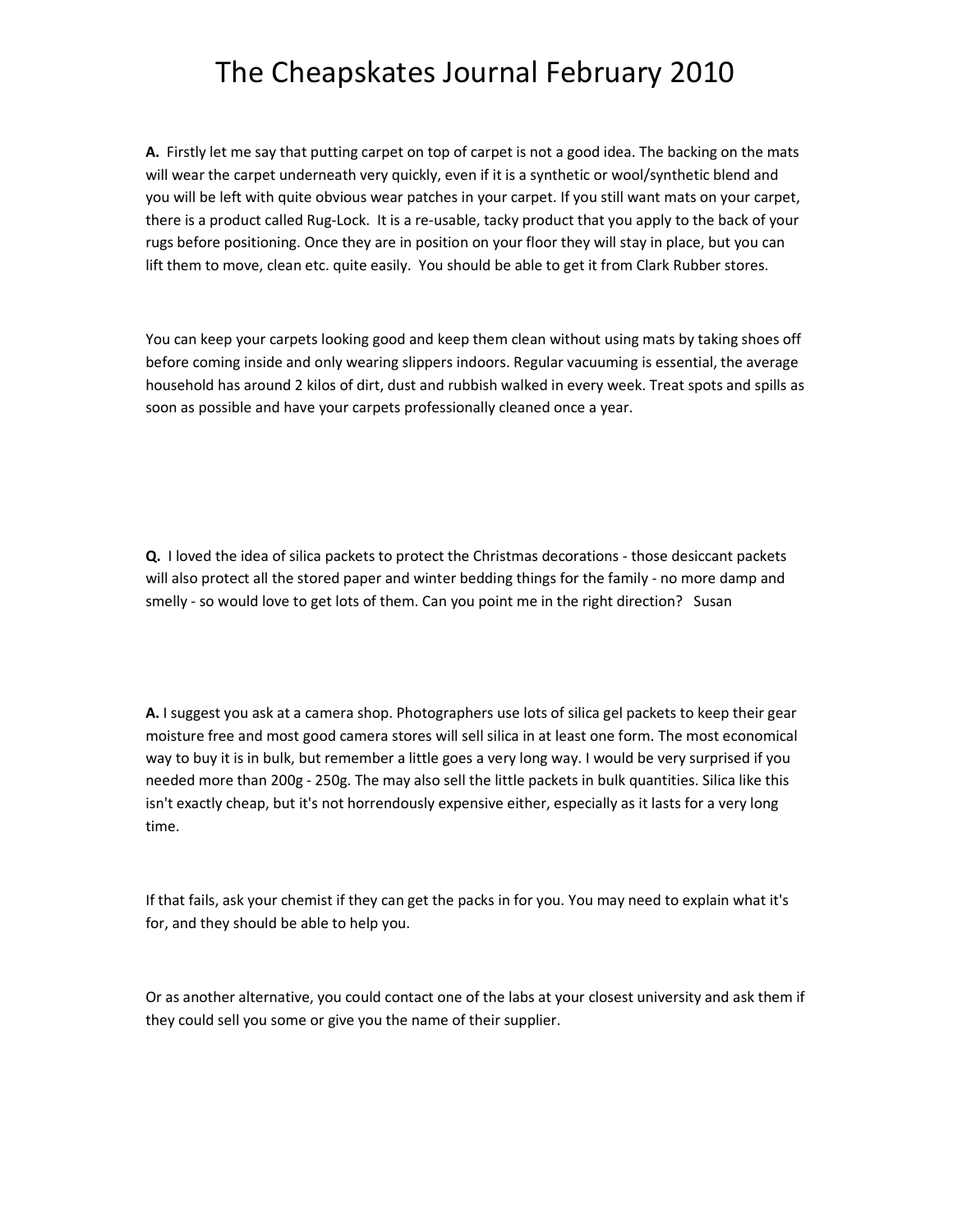**A.** Firstly let me say that putting carpet on top of carpet is not a good idea. The backing on the mats will wear the carpet underneath very quickly, even if it is a synthetic or wool/synthetic blend and you will be left with quite obvious wear patches in your carpet. If you still want mats on your carpet, there is a product called Rug-Lock. It is a re-usable, tacky product that you apply to the back of your rugs before positioning. Once they are in position on your floor they will stay in place, but you can lift them to move, clean etc. quite easily. You should be able to get it from Clark Rubber stores.

You can keep your carpets looking good and keep them clean without using mats by taking shoes off before coming inside and only wearing slippers indoors. Regular vacuuming is essential, the average household has around 2 kilos of dirt, dust and rubbish walked in every week. Treat spots and spills as soon as possible and have your carpets professionally cleaned once a year.

**Q.** I loved the idea of silica packets to protect the Christmas decorations - those desiccant packets will also protect all the stored paper and winter bedding things for the family - no more damp and smelly - so would love to get lots of them. Can you point me in the right direction? Susan

**A.** I suggest you ask at a camera shop. Photographers use lots of silica gel packets to keep their gear moisture free and most good camera stores will sell silica in at least one form. The most economical way to buy it is in bulk, but remember a little goes a very long way. I would be very surprised if you needed more than 200g - 250g. The may also sell the little packets in bulk quantities. Silica like this isn't exactly cheap, but it's not horrendously expensive either, especially as it lasts for a very long time.

If that fails, ask your chemist if they can get the packs in for you. You may need to explain what it's for, and they should be able to help you.

Or as another alternative, you could contact one of the labs at your closest university and ask them if they could sell you some or give you the name of their supplier.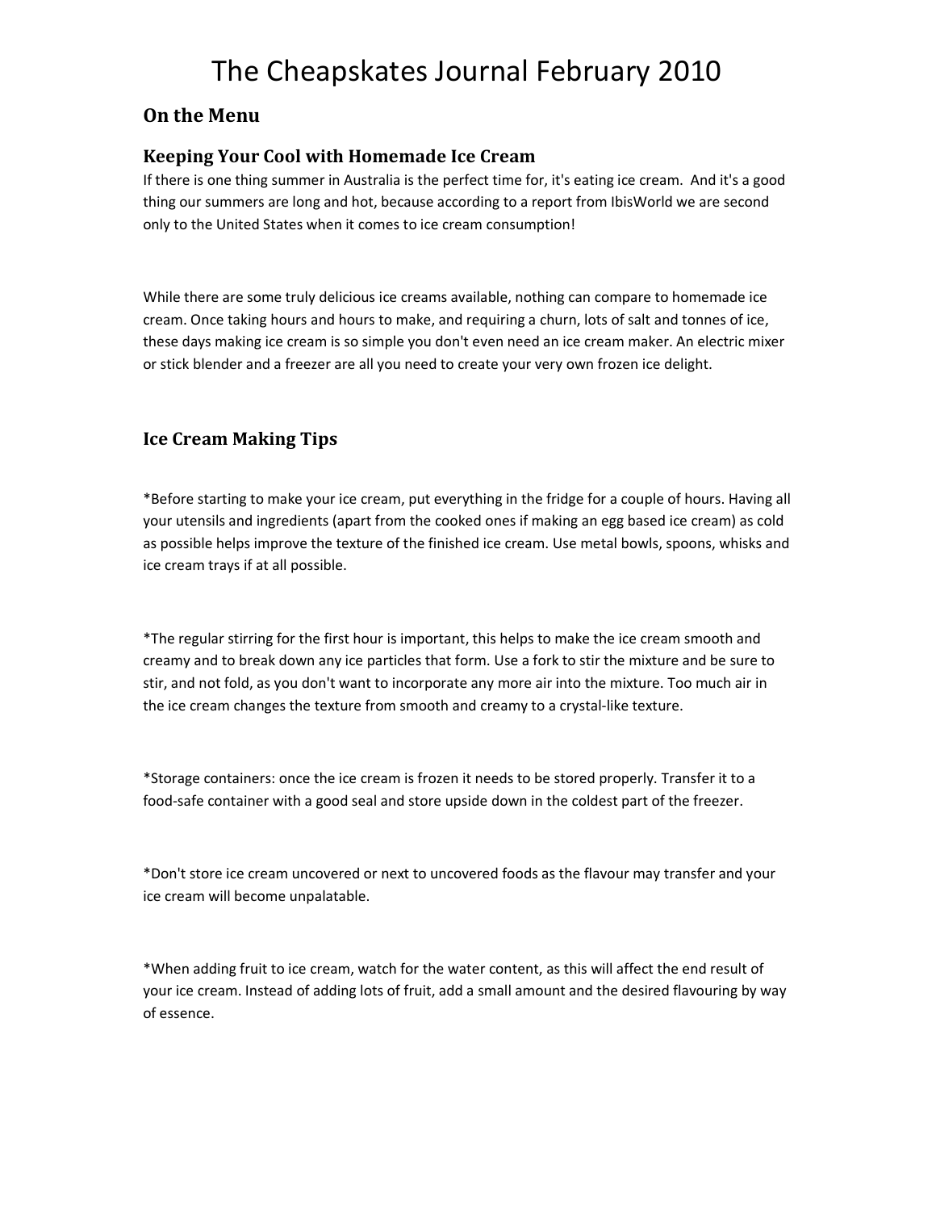# The Cheapskates Journal February 2010

## On the Menu

### Keeping Your Cool with Homemade Ice Cream

If there is one thing summer in Australia is the perfect time for, it's eating ice cream. And it's a good thing our summers are long and hot, because according to a report from IbisWorld we are second only to the United States when it comes to ice cream consumption!

While there are some truly delicious ice creams available, nothing can compare to homemade ice cream. Once taking hours and hours to make, and requiring a churn, lots of salt and tonnes of ice, these days making ice cream is so simple you don't even need an ice cream maker. An electric mixer or stick blender and a freezer are all you need to create your very own frozen ice delight.

### Ice Cream Making Tips

*Before starting to make your ice cream, put everything in the fridge for a couple of hours. Having all your utensils and ingredients (apart from the cooked ones if making an egg based ice cream) as cold as possible helps improve the texture of the finished ice cream. Use metal bowls, spoons, whisks and ice cream trays if at all possible.

*The regular stirring for the first hour is important, this helps to make the ice cream smooth and creamy and to break down any ice particles that form. Use a fork to stir the mixture and be sure to stir, and not fold, as you don't want to incorporate any more air into the mixture. Too much air in the ice cream changes the texture from smooth and creamy to a crystal-like texture.

*Storage containers: once the ice cream is frozen it needs to be stored properly. Transfer it to a food-safe container with a good seal and store upside down in the coldest part of the freezer.

*Don't store ice cream uncovered or next to uncovered foods as the flavour may transfer and your ice cream will become unpalatable.

*When adding fruit to ice cream, watch for the water content, as this will affect the end result of your ice cream. Instead of adding lots of fruit, add a small amount and the desired flavouring by way of essence.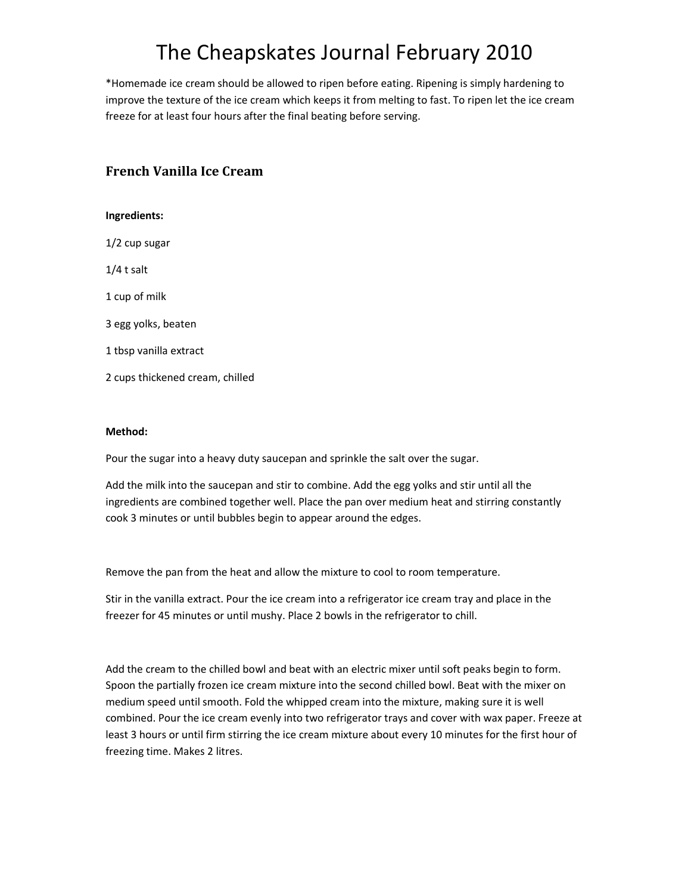*Homemade ice cream should be allowed to ripen before eating. Ripening is simply hardening to improve the texture of the ice cream which keeps it from melting to fast. To ripen let the ice cream freeze for at least four hours after the final beating before serving.

## French Vanilla Ice Cream

**Ingredients:**

1/2 cup sugar

1/4 t salt

1 cup of milk

3 egg yolks, beaten

1 tbsp vanilla extract

2 cups thickened cream, chilled

**Method:**

Pour the sugar into a heavy duty saucepan and sprinkle the salt over the sugar.

Add the milk into the saucepan and stir to combine. Add the egg yolks and stir until all the ingredients are combined together well. Place the pan over medium heat and stirring constantly cook 3 minutes or until bubbles begin to appear around the edges.

Remove the pan from the heat and allow the mixture to cool to room temperature.

Stir in the vanilla extract. Pour the ice cream into a refrigerator ice cream tray and place in the freezer for 45 minutes or until mushy. Place 2 bowls in the refrigerator to chill.

Add the cream to the chilled bowl and beat with an electric mixer until soft peaks begin to form. Spoon the partially frozen ice cream mixture into the second chilled bowl. Beat with the mixer on medium speed until smooth. Fold the whipped cream into the mixture, making sure it is well combined. Pour the ice cream evenly into two refrigerator trays and cover with wax paper. Freeze at least 3 hours or until firm stirring the ice cream mixture about every 10 minutes for the first hour of freezing time. Makes 2 litres.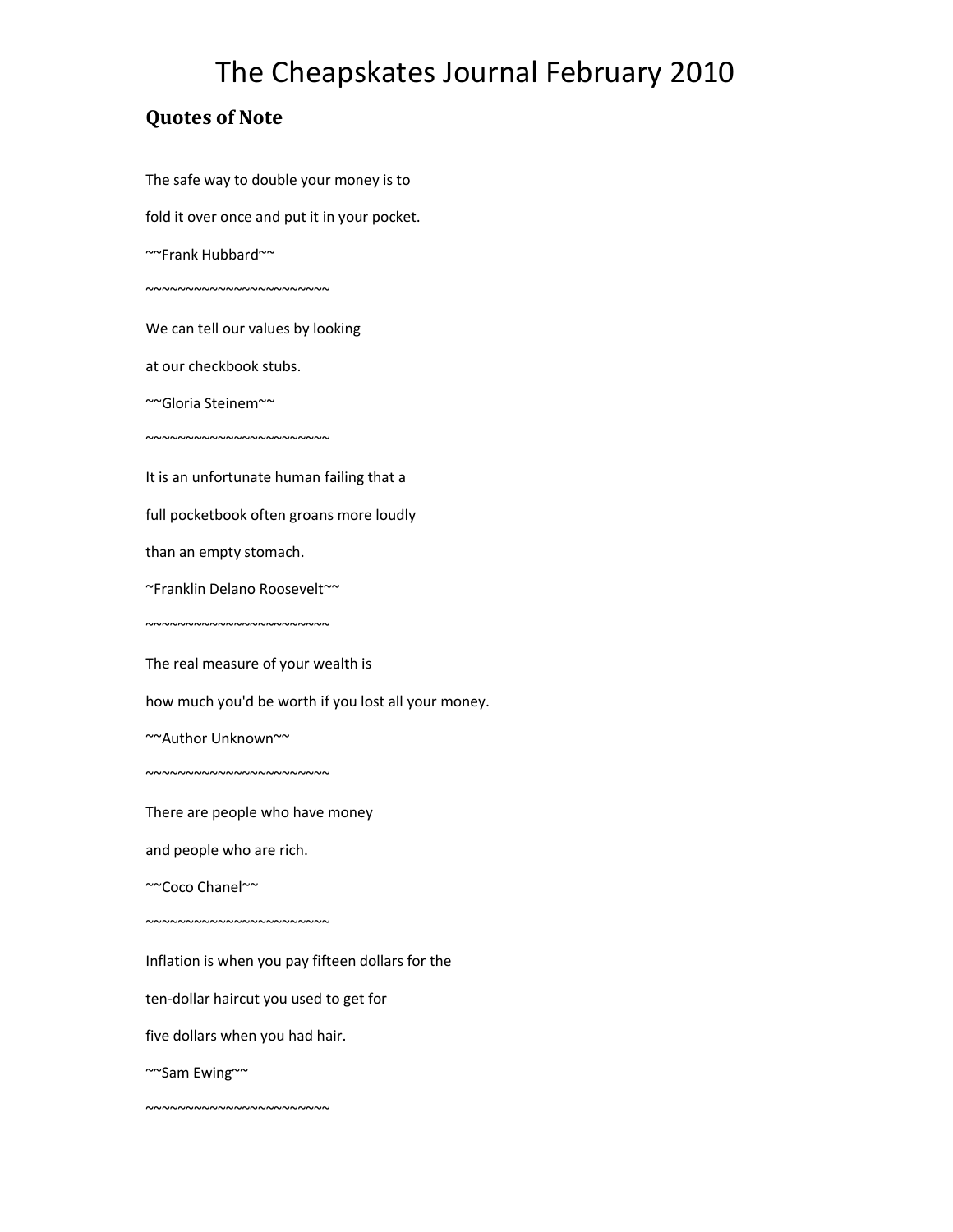# The Cheapskates Journal February 2010

## Quotes of Note

The safe way to double your money is to

fold it over once and put it in your pocket.

~~Frank Hubbard~~

~~~~~~~~~~~~~~~~~~~~~~~~

We can tell our values by looking

at our checkbook stubs.

~~Gloria Steinem~~

~~~~~~~~~~~~~~~~~~~~~~~~

It is an unfortunate human failing that a

full pocketbook often groans more loudly

than an empty stomach.

~Franklin Delano Roosevelt~~

~~~~~~~~~~~~~~~~~~~~~~~~

The real measure of your wealth is

how much you'd be worth if you lost all your money.

~~Author Unknown~~

~~~~~~~~~~~~~~~~~~~~~~~~

There are people who have money

and people who are rich.

~~Coco Chanel~~

~~~~~~~~~~~~~~~~~~~~~~~~

Inflation is when you pay fifteen dollars for the

ten-dollar haircut you used to get for

five dollars when you had hair.

~~Sam Ewing~~

~~~~~~~~~~~~~~~~~~~~~~~~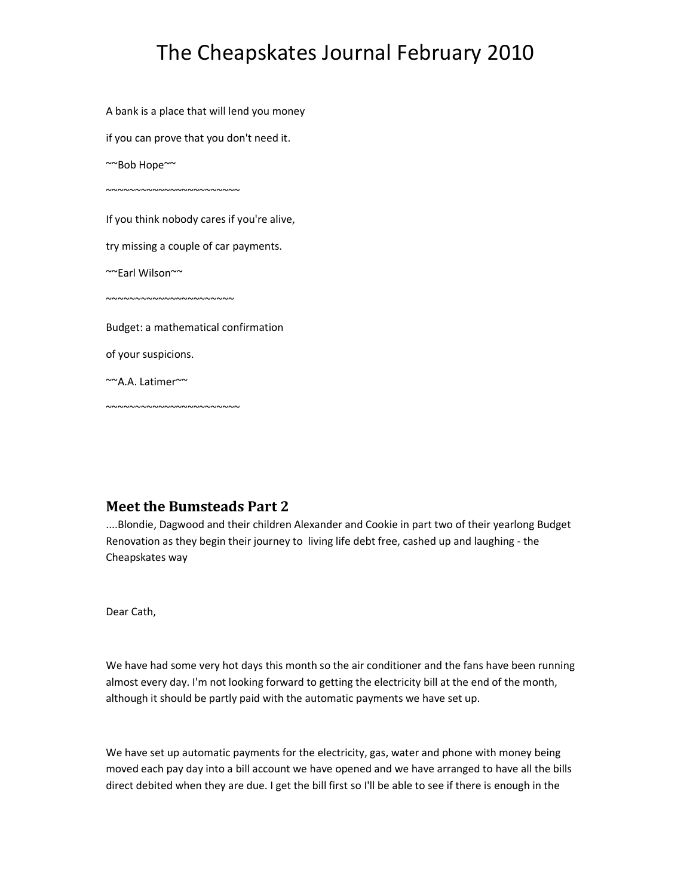# The Cheapskates Journal February 2010

A bank is a place that will lend you money

if you can prove that you don't need it.

~~Bob Hope~~

~~~~~~~~~~~~~~~~~~~~~~~~

If you think nobody cares if you're alive,

try missing a couple of car payments.

~~Earl Wilson~~

~~~~~~~~~~~~~~~~~~~~~~~

Budget: a mathematical confirmation

of your suspicions.

~~A.A. Latimer~~

~~~~~~~~~~~~~~~~~~~~~~~~

## Meet the Bumsteads Part 2

....Blondie, Dagwood and their children Alexander and Cookie in part two of their yearlong Budget Renovation as they begin their journey to living life debt free, cashed up and laughing - the Cheapskates way

Dear Cath,

We have had some very hot days this month so the air conditioner and the fans have been running almost every day. I'm not looking forward to getting the electricity bill at the end of the month, although it should be partly paid with the automatic payments we have set up.

We have set up automatic payments for the electricity, gas, water and phone with money being moved each pay day into a bill account we have opened and we have arranged to have all the bills direct debited when they are due. I get the bill first so I'll be able to see if there is enough in the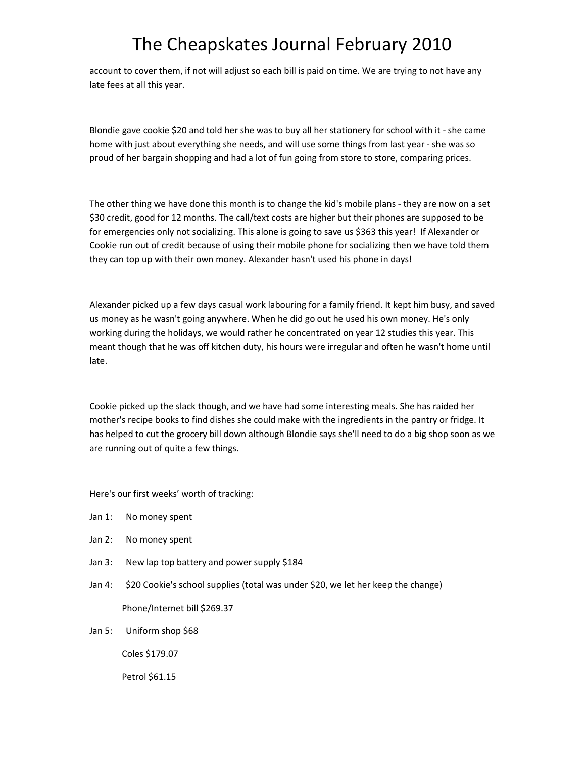account to cover them, if not will adjust so each bill is paid on time. We are trying to not have any late fees at all this year.

Blondie gave cookie $20 and told her she was to buy all her stationery for school with it - she came home with just about everything she needs, and will use some things from last year - she was so proud of her bargain shopping and had a lot of fun going from store to store, comparing prices.

The other thing we have done this month is to change the kid's mobile plans - they are now on a set $30 credit, good for 12 months. The call/text costs are higher but their phones are supposed to be for emergencies only not socializing. This alone is going to save us $363 this year! If Alexander or Cookie run out of credit because of using their mobile phone for socializing then we have told them they can top up with their own money. Alexander hasn't used his phone in days!

Alexander picked up a few days casual work labouring for a family friend. It kept him busy, and saved us money as he wasn't going anywhere. When he did go out he used his own money. He's only working during the holidays, we would rather he concentrated on year 12 studies this year. This meant though that he was off kitchen duty, his hours were irregular and often he wasn't home until late.

Cookie picked up the slack though, and we have had some interesting meals. She has raided her mother's recipe books to find dishes she could make with the ingredients in the pantry or fridge. It has helped to cut the grocery bill down although Blondie says she'll need to do a big shop soon as we are running out of quite a few things.

Here's our first weeks' worth of tracking:

Jan 1: No money spent

Jan 2: No money spent

Jan 3: New lap top battery and power supply $184

Jan 4: $20 Cookie's school supplies (total was under $20, we let her keep the change)

Phone/Internet bill $269.37

Jan 5: Uniform shop $68

Coles $179.07

Petrol $61.15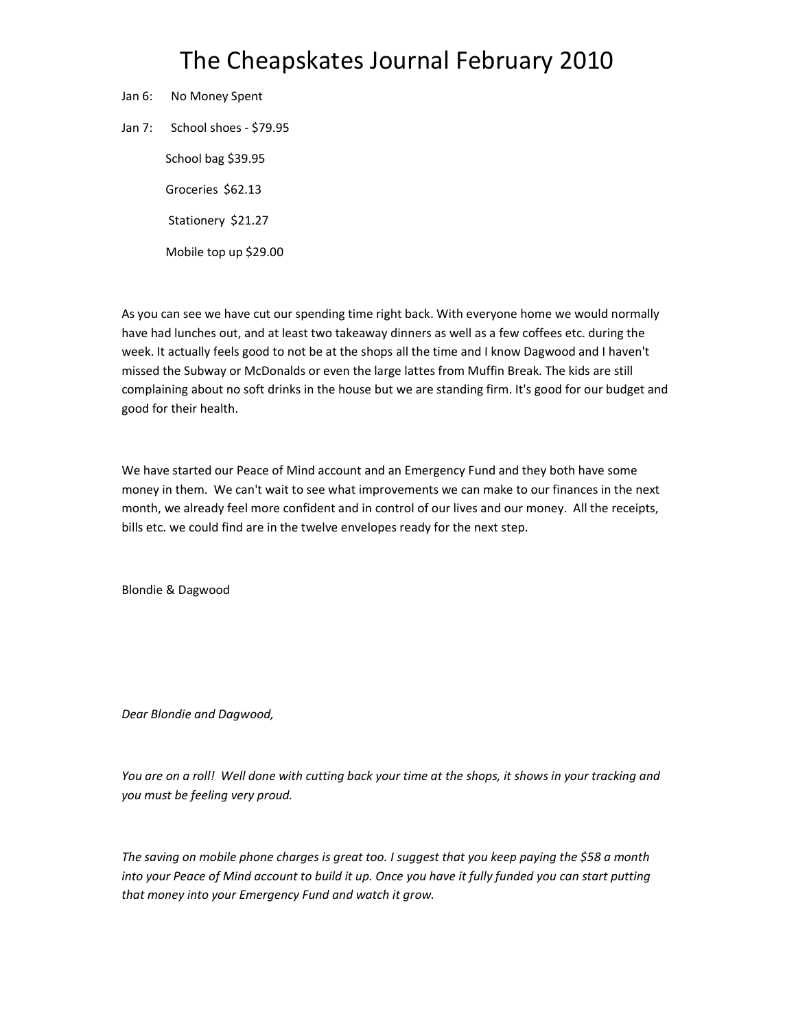# The Cheapskates Journal February 2010

Jan 6: No Money Spent

Jan 7: School shoes - $79.95

School bag $39.95

Groceries $62.13

Stationery $21.27

Mobile top up $29.00

As you can see we have cut our spending time right back. With everyone home we would normally have had lunches out, and at least two takeaway dinners as well as a few coffees etc. during the week. It actually feels good to not be at the shops all the time and I know Dagwood and I haven't missed the Subway or McDonalds or even the large lattes from Muffin Break. The kids are still complaining about no soft drinks in the house but we are standing firm. It's good for our budget and good for their health.

We have started our Peace of Mind account and an Emergency Fund and they both have some money in them. We can't wait to see what improvements we can make to our finances in the next month, we already feel more confident and in control of our lives and our money. All the receipts, bills etc. we could find are in the twelve envelopes ready for the next step.

Blondie & Dagwood

*Dear Blondie and Dagwood,*

*You are on a roll! Well done with cutting back your time at the shops, it shows in your tracking and you must be feeling very proud.*

*The saving on mobile phone charges is great too. I suggest that you keep paying the $58 a month into your Peace of Mind account to build it up. Once you have it fully funded you can start putting that money into your Emergency Fund and watch it grow.*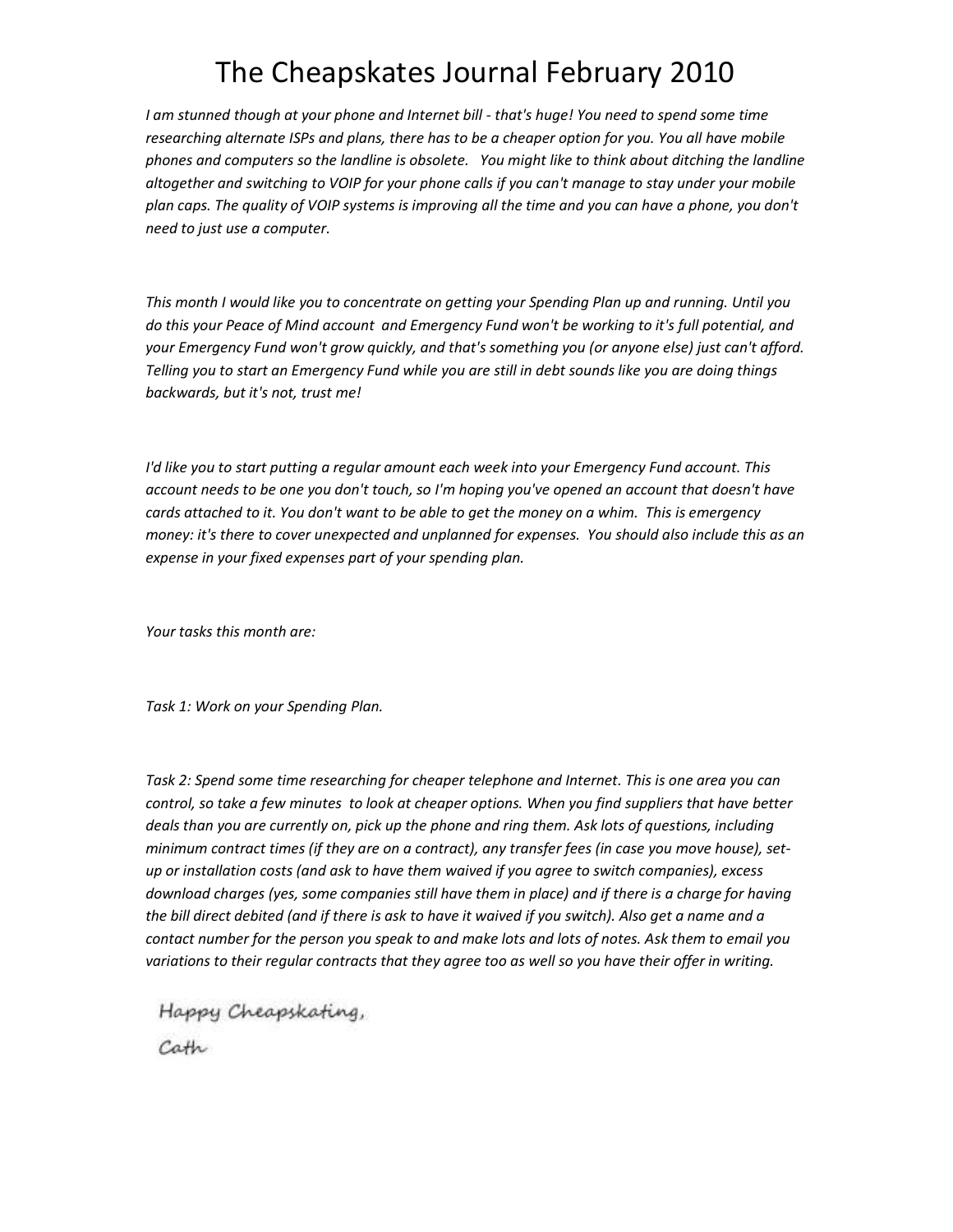# The Cheapskates Journal February 2010

*I am stunned though at your phone and Internet bill - that's huge! You need to spend some time researching alternate ISPs and plans, there has to be a cheaper option for you. You all have mobile phones and computers so the landline is obsolete. You might like to think about ditching the landline altogether and switching to VOIP for your phone calls if you can't manage to stay under your mobile plan caps. The quality of VOIP systems is improving all the time and you can have a phone, you don't need to just use a computer.*

*This month I would like you to concentrate on getting your Spending Plan up and running. Until you do this your Peace of Mind account and Emergency Fund won't be working to it's full potential, and your Emergency Fund won't grow quickly, and that's something you (or anyone else) just can't afford. Telling you to start an Emergency Fund while you are still in debt sounds like you are doing things backwards, but it's not, trust me!*

*I'd like you to start putting a regular amount each week into your Emergency Fund account. This account needs to be one you don't touch, so I'm hoping you've opened an account that doesn't have cards attached to it. You don't want to be able to get the money on a whim. This is emergency money: it's there to cover unexpected and unplanned for expenses. You should also include this as an expense in your fixed expenses part of your spending plan.*

*Your tasks this month are:*

*Task 1: Work on your Spending Plan.*

*Task 2: Spend some time researching for cheaper telephone and Internet. This is one area you can control, so take a few minutes to look at cheaper options. When you find suppliers that have better deals than you are currently on, pick up the phone and ring them. Ask lots of questions, including minimum contract times (if they are on a contract), any transfer fees (in case you move house), set-up or installation costs (and ask to have them waived if you agree to switch companies), excess download charges (yes, some companies still have them in place) and if there is a charge for having the bill direct debited (and if there is ask to have it waived if you switch). Also get a name and a contact number for the person you speak to and make lots and lots of notes. Ask them to email you variations to their regular contracts that they agree too as well so you have their offer in writing.*

Happy Cheapskating,

Cath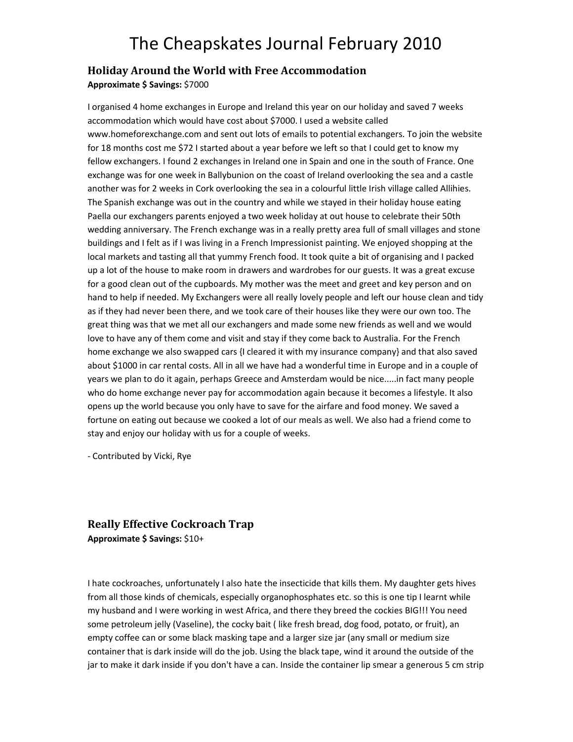## Holiday Around the World with Free Accommodation

**Approximate $ Savings:** $7000

I organised 4 home exchanges in Europe and Ireland this year on our holiday and saved 7 weeks accommodation which would have cost about $7000. I used a website called www.homeforexchange.com and sent out lots of emails to potential exchangers. To join the website for 18 months cost me $72 I started about a year before we left so that I could get to know my fellow exchangers. I found 2 exchanges in Ireland one in Spain and one in the south of France. One exchange was for one week in Ballybunion on the coast of Ireland overlooking the sea and a castle another was for 2 weeks in Cork overlooking the sea in a colourful little Irish village called Allihies. The Spanish exchange was out in the country and while we stayed in their holiday house eating Paella our exchangers parents enjoyed a two week holiday at out house to celebrate their 50th wedding anniversary. The French exchange was in a really pretty area full of small villages and stone buildings and I felt as if I was living in a French Impressionist painting. We enjoyed shopping at the local markets and tasting all that yummy French food. It took quite a bit of organising and I packed up a lot of the house to make room in drawers and wardrobes for our guests. It was a great excuse for a good clean out of the cupboards. My mother was the meet and greet and key person and on hand to help if needed. My Exchangers were all really lovely people and left our house clean and tidy as if they had never been there, and we took care of their houses like they were our own too. The great thing was that we met all our exchangers and made some new friends as well and we would love to have any of them come and visit and stay if they come back to Australia. For the French home exchange we also swapped cars {I cleared it with my insurance company} and that also saved about $1000 in car rental costs. All in all we have had a wonderful time in Europe and in a couple of years we plan to do it again, perhaps Greece and Amsterdam would be nice.....in fact many people who do home exchange never pay for accommodation again because it becomes a lifestyle. It also opens up the world because you only have to save for the airfare and food money. We saved a fortune on eating out because we cooked a lot of our meals as well. We also had a friend come to stay and enjoy our holiday with us for a couple of weeks.

- Contributed by Vicki, Rye

## Really Effective Cockroach Trap

**Approximate $ Savings:** $10+

I hate cockroaches, unfortunately I also hate the insecticide that kills them. My daughter gets hives from all those kinds of chemicals, especially organophosphates etc. so this is one tip I learnt while my husband and I were working in west Africa, and there they breed the cockies BIG!!! You need some petroleum jelly (Vaseline), the cocky bait ( like fresh bread, dog food, potato, or fruit), an empty coffee can or some black masking tape and a larger size jar (any small or medium size container that is dark inside will do the job. Using the black tape, wind it around the outside of the jar to make it dark inside if you don't have a can. Inside the container lip smear a generous 5 cm strip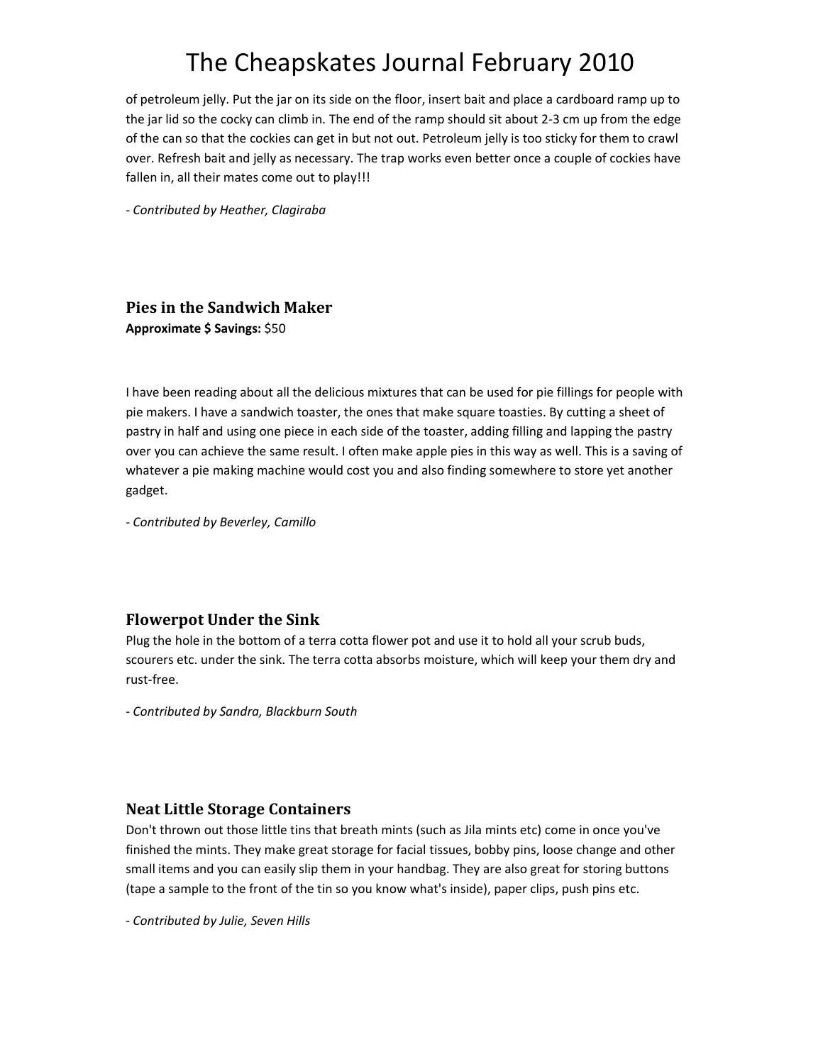of petroleum jelly. Put the jar on its side on the floor, insert bait and place a cardboard ramp up to the jar lid so the cocky can climb in. The end of the ramp should sit about 2-3 cm up from the edge of the can so that the cockies can get in but not out. Petroleum jelly is too sticky for them to crawl over. Refresh bait and jelly as necessary. The trap works even better once a couple of cockies have fallen in, all their mates come out to play!!!

*- Contributed by Heather, Clagiraba*

### Pies in the Sandwich Maker

**Approximate $ Savings:** $50

I have been reading about all the delicious mixtures that can be used for pie fillings for people with pie makers. I have a sandwich toaster, the ones that make square toasties. By cutting a sheet of pastry in half and using one piece in each side of the toaster, adding filling and lapping the pastry over you can achieve the same result. I often make apple pies in this way as well. This is a saving of whatever a pie making machine would cost you and also finding somewhere to store yet another gadget.

*- Contributed by Beverley, Camillo*

### Flowerpot Under the Sink

Plug the hole in the bottom of a terra cotta flower pot and use it to hold all your scrub buds, scourers etc. under the sink. The terra cotta absorbs moisture, which will keep your them dry and rust-free.

*- Contributed by Sandra, Blackburn South*

### Neat Little Storage Containers

Don't thrown out those little tins that breath mints (such as Jila mints etc) come in once you've finished the mints. They make great storage for facial tissues, bobby pins, loose change and other small items and you can easily slip them in your handbag. They are also great for storing buttons (tape a sample to the front of the tin so you know what's inside), paper clips, push pins etc.

*- Contributed by Julie, Seven Hills*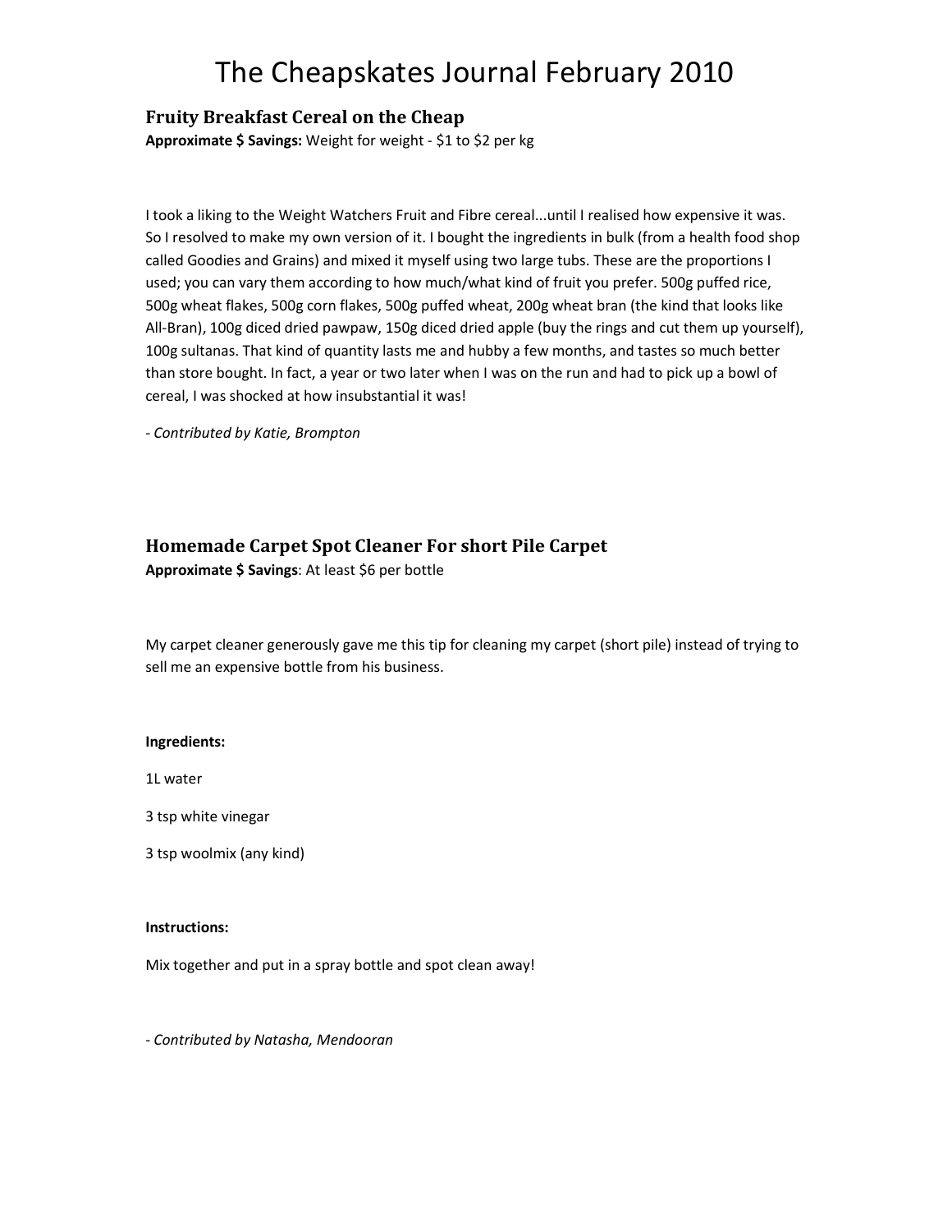# The Cheapskates Journal February 2010

## Fruity Breakfast Cereal on the Cheap

**Approximate $ Savings:** Weight for weight - $1 to $2 per kg

I took a liking to the Weight Watchers Fruit and Fibre cereal...until I realised how expensive it was. So I resolved to make my own version of it. I bought the ingredients in bulk (from a health food shop called Goodies and Grains) and mixed it myself using two large tubs. These are the proportions I used; you can vary them according to how much/what kind of fruit you prefer. 500g puffed rice, 500g wheat flakes, 500g corn flakes, 500g puffed wheat, 200g wheat bran (the kind that looks like All-Bran), 100g diced dried pawpaw, 150g diced dried apple (buy the rings and cut them up yourself), 100g sultanas. That kind of quantity lasts me and hubby a few months, and tastes so much better than store bought. In fact, a year or two later when I was on the run and had to pick up a bowl of cereal, I was shocked at how insubstantial it was!

*- Contributed by Katie, Brompton*

## Homemade Carpet Spot Cleaner For short Pile Carpet

**Approximate $ Savings**: At least $6 per bottle

My carpet cleaner generously gave me this tip for cleaning my carpet (short pile) instead of trying to sell me an expensive bottle from his business.

**Ingredients:**

1L water

3 tsp white vinegar

3 tsp woolmix (any kind)

**Instructions:**

Mix together and put in a spray bottle and spot clean away!

*- Contributed by Natasha, Mendooran*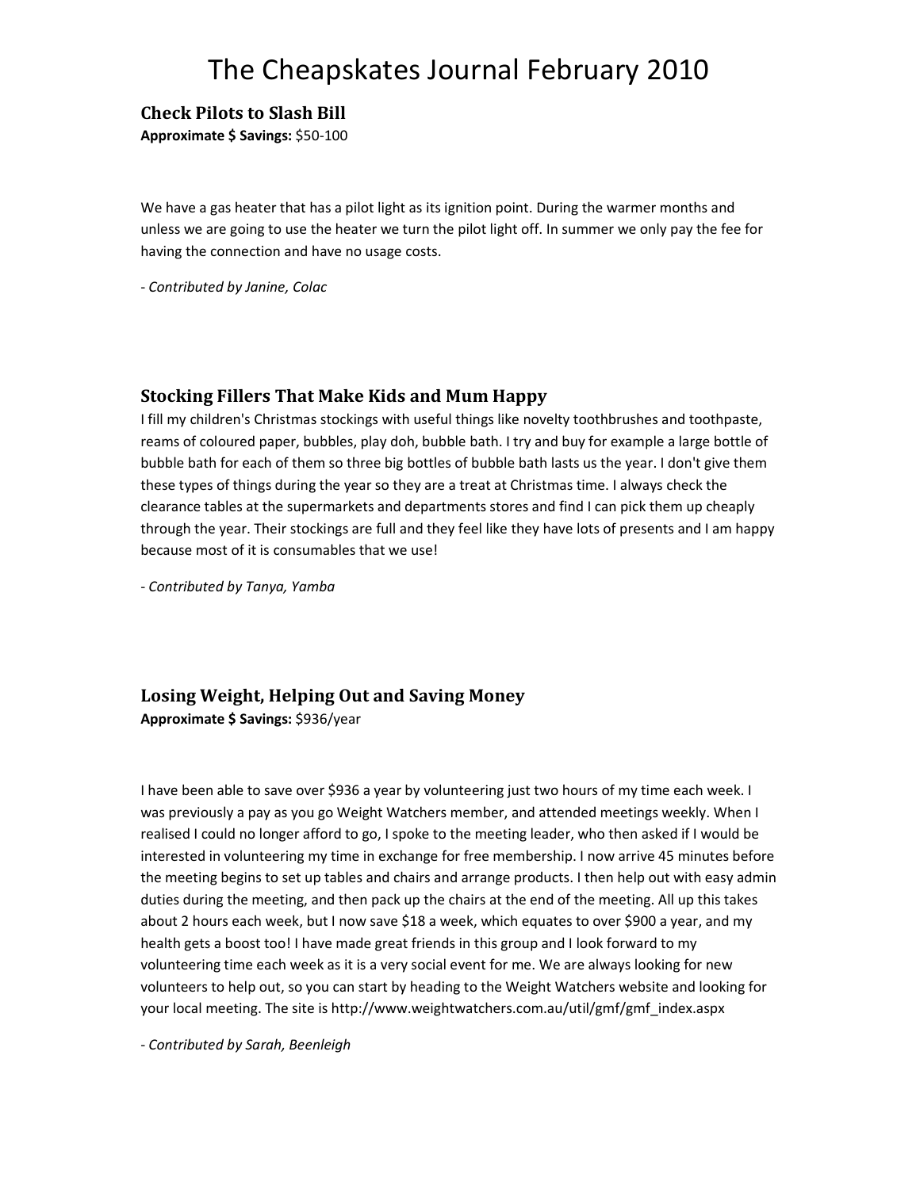## Check Pilots to Slash Bill

**Approximate $ Savings:** $50-100

We have a gas heater that has a pilot light as its ignition point. During the warmer months and unless we are going to use the heater we turn the pilot light off. In summer we only pay the fee for having the connection and have no usage costs.

*- Contributed by Janine, Colac*

## Stocking Fillers That Make Kids and Mum Happy

I fill my children's Christmas stockings with useful things like novelty toothbrushes and toothpaste, reams of coloured paper, bubbles, play doh, bubble bath. I try and buy for example a large bottle of bubble bath for each of them so three big bottles of bubble bath lasts us the year. I don't give them these types of things during the year so they are a treat at Christmas time. I always check the clearance tables at the supermarkets and departments stores and find I can pick them up cheaply through the year. Their stockings are full and they feel like they have lots of presents and I am happy because most of it is consumables that we use!

*- Contributed by Tanya, Yamba*

## Losing Weight, Helping Out and Saving Money

**Approximate $ Savings:** $936/year

I have been able to save over $936 a year by volunteering just two hours of my time each week. I was previously a pay as you go Weight Watchers member, and attended meetings weekly. When I realised I could no longer afford to go, I spoke to the meeting leader, who then asked if I would be interested in volunteering my time in exchange for free membership. I now arrive 45 minutes before the meeting begins to set up tables and chairs and arrange products. I then help out with easy admin duties during the meeting, and then pack up the chairs at the end of the meeting. All up this takes about 2 hours each week, but I now save $18 a week, which equates to over $900 a year, and my health gets a boost too! I have made great friends in this group and I look forward to my volunteering time each week as it is a very social event for me. We are always looking for new volunteers to help out, so you can start by heading to the Weight Watchers website and looking for your local meeting. The site is http://www.weightwatchers.com.au/util/gmf/gmf_index.aspx

*- Contributed by Sarah, Beenleigh*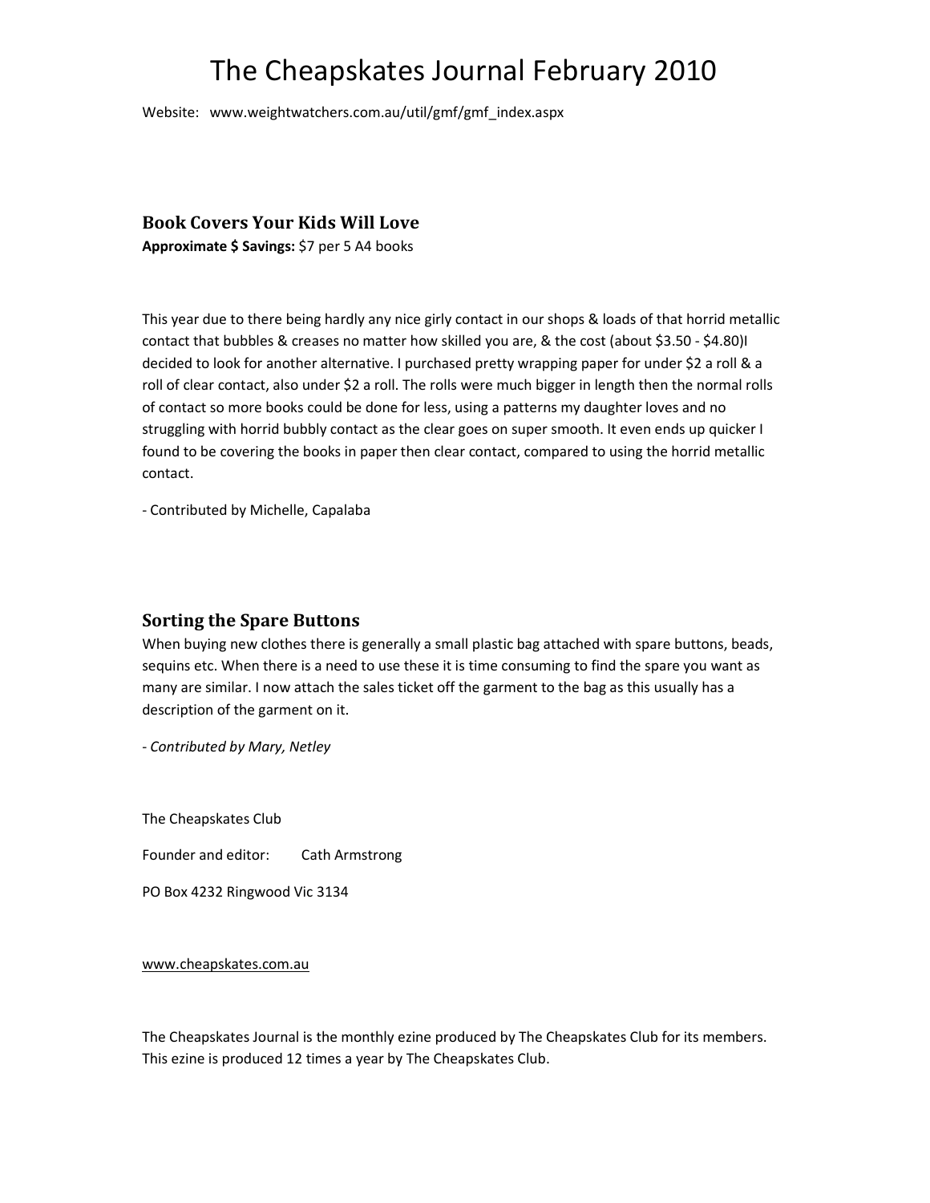Website: www.weightwatchers.com.au/util/gmf/gmf_index.aspx

### Book Covers Your Kids Will Love

**Approximate $ Savings:** $7 per 5 A4 books

This year due to there being hardly any nice girly contact in our shops & loads of that horrid metallic contact that bubbles & creases no matter how skilled you are, & the cost (about $3.50 - $4.80)I decided to look for another alternative. I purchased pretty wrapping paper for under $2 a roll & a roll of clear contact, also under $2 a roll. The rolls were much bigger in length then the normal rolls of contact so more books could be done for less, using a patterns my daughter loves and no struggling with horrid bubbly contact as the clear goes on super smooth. It even ends up quicker I found to be covering the books in paper then clear contact, compared to using the horrid metallic contact.

- Contributed by Michelle, Capalaba

### Sorting the Spare Buttons

When buying new clothes there is generally a small plastic bag attached with spare buttons, beads, sequins etc. When there is a need to use these it is time consuming to find the spare you want as many are similar. I now attach the sales ticket off the garment to the bag as this usually has a description of the garment on it.

*- Contributed by Mary, Netley*

The Cheapskates Club

Founder and editor: Cath Armstrong

PO Box 4232 Ringwood Vic 3134

www.cheapskates.com.au

The Cheapskates Journal is the monthly ezine produced by The Cheapskates Club for its members. This ezine is produced 12 times a year by The Cheapskates Club.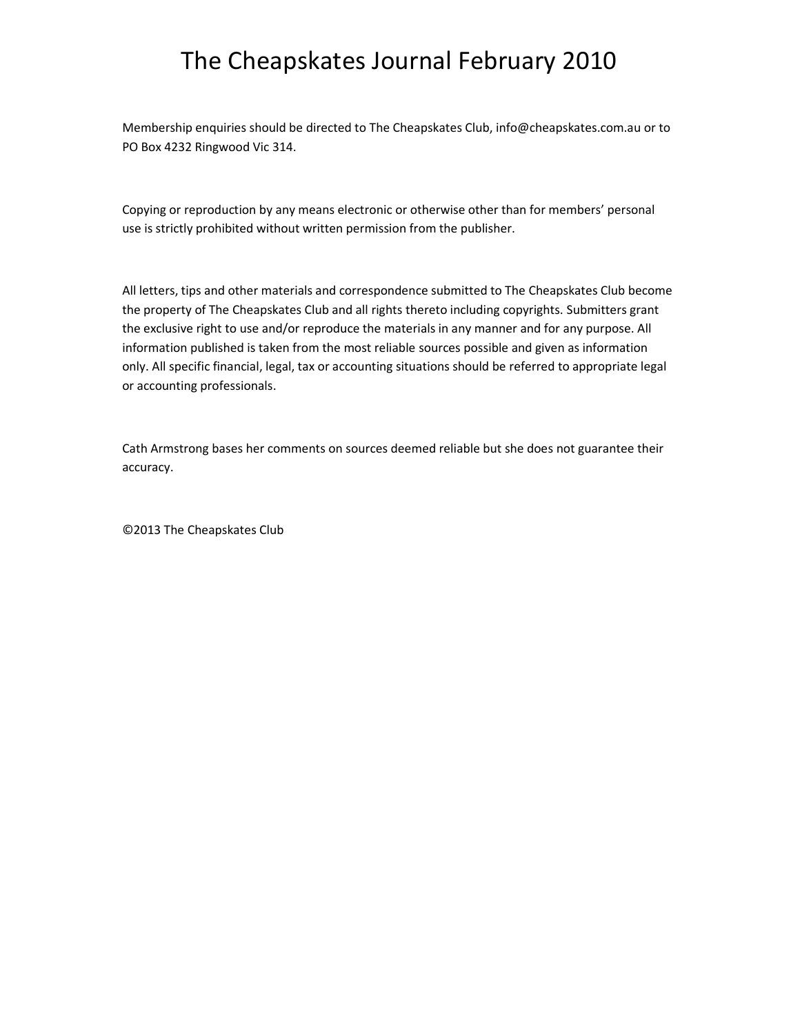# The Cheapskates Journal February 2010

Membership enquiries should be directed to The Cheapskates Club, info@cheapskates.com.au or to PO Box 4232 Ringwood Vic 314.

Copying or reproduction by any means electronic or otherwise other than for members' personal use is strictly prohibited without written permission from the publisher.

All letters, tips and other materials and correspondence submitted to The Cheapskates Club become the property of The Cheapskates Club and all rights thereto including copyrights. Submitters grant the exclusive right to use and/or reproduce the materials in any manner and for any purpose. All information published is taken from the most reliable sources possible and given as information only. All specific financial, legal, tax or accounting situations should be referred to appropriate legal or accounting professionals.

Cath Armstrong bases her comments on sources deemed reliable but she does not guarantee their accuracy.

©2013 The Cheapskates Club